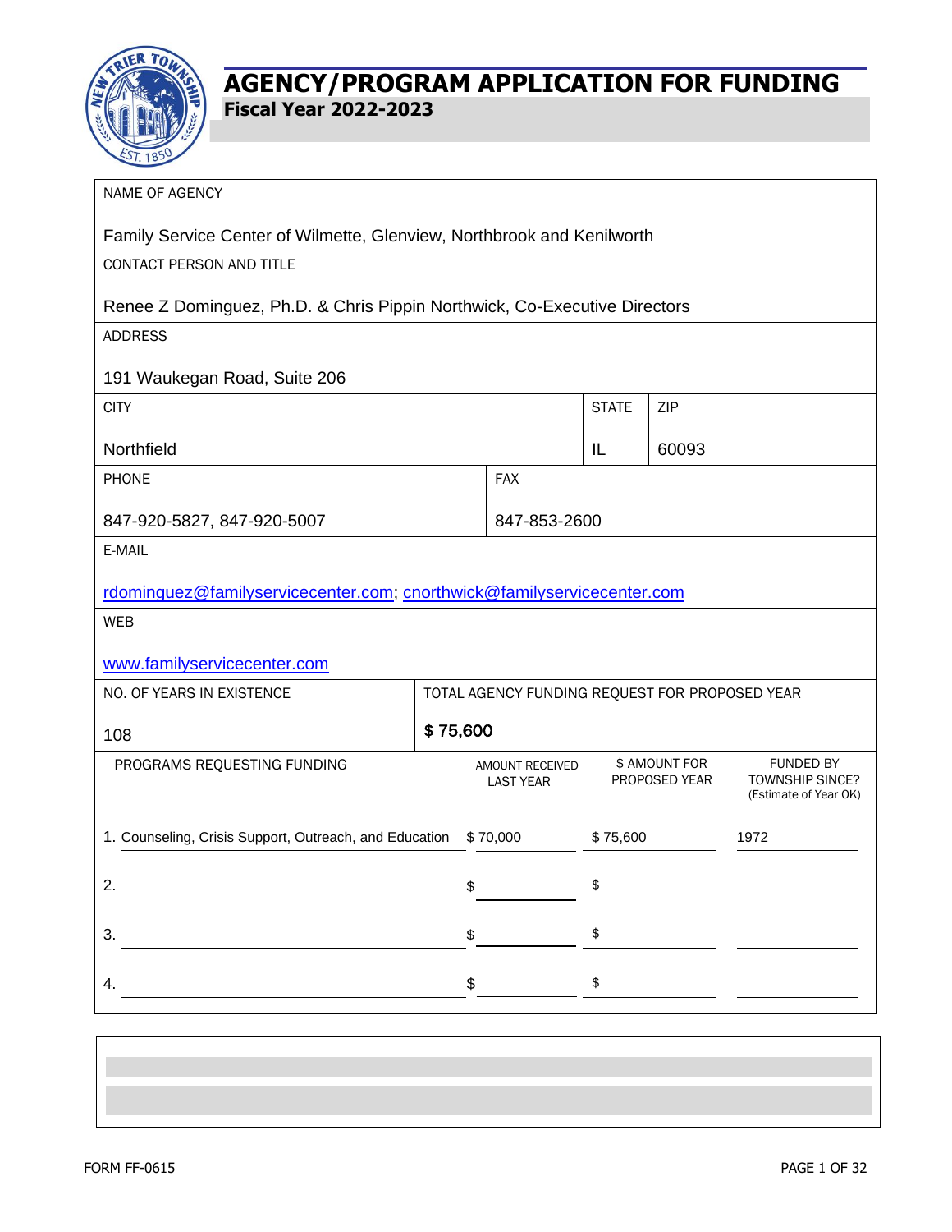# AGENCY/PROGRAM APPLICATION FOR FUNDING

## Fiscal Year 2022-2023

| | | | |
|---|---|---|---|
| NAME OF AGENCY<br><br>Family Service Center of Wilmette, Glenview, Northbrook and Kenilworth | | | |
| CONTACT PERSON AND TITLE<br><br>Renee Z Dominguez, Ph.D. & Chris Pippin Northwick, Co-Executive Directors | | | |
| ADDRESS<br><br>191 Waukegan Road, Suite 206 | | | |
| CITY<br><br>Northfield | | STATE<br><br>IL | ZIP<br><br>60093 |
| PHONE<br><br>847-920-5827, 847-920-5007 | FAX<br><br>847-853-2600 | | |
| E-MAIL<br><br>rdominguez@familyservicecenter.com; cnorthwick@familyservicecenter.com | | | |
| WEB<br><br>www.familyservicecenter.com | | | |
| NO. OF YEARS IN EXISTENCE<br><br>108 | TOTAL AGENCY FUNDING REQUEST FOR PROPOSED YEAR<br><br>$ 75,600 | | |

| PROGRAMS REQUESTING FUNDING | AMOUNT RECEIVED LAST YEAR | $ AMOUNT FOR PROPOSED YEAR | FUNDED BY TOWNSHIP SINCE? (Estimate of Year OK) |
|---|---|---|---|
| 1. Counseling, Crisis Support, Outreach, and Education | $ 70,000 | $ 75,600 | 1972 |
| 2. | $ | $ | |
| 3. | $ | $ | |
| 4. | $ | $ | |

FORM FF-0615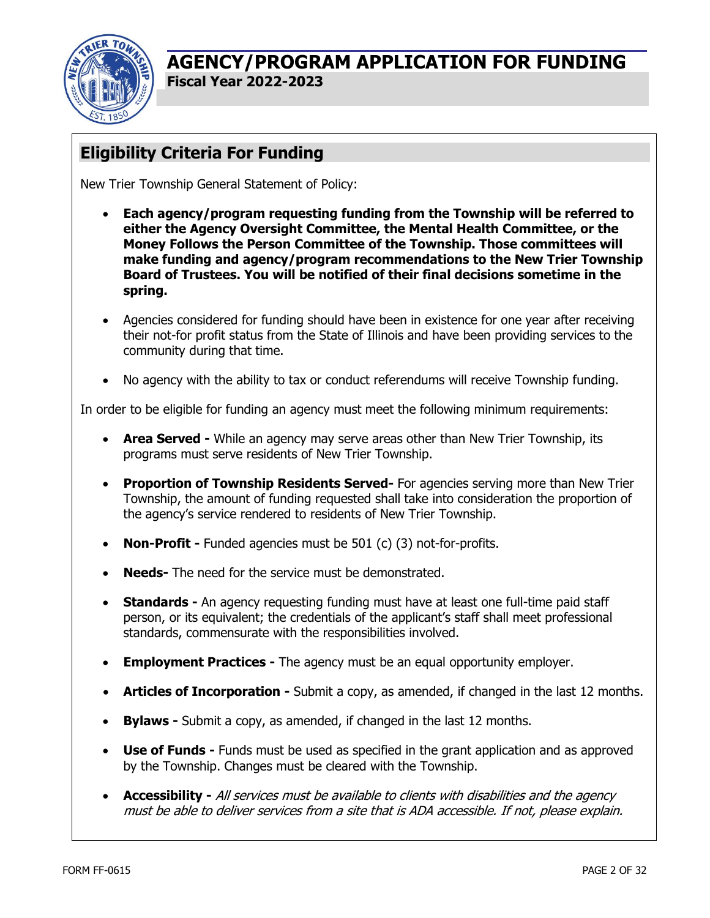# AGENCY/PROGRAM APPLICATION FOR FUNDING

**Fiscal Year 2022-2023**

## Eligibility Criteria For Funding

New Trier Township General Statement of Policy:

- **Each agency/program requesting funding from the Township will be referred to either the Agency Oversight Committee, the Mental Health Committee, or the Money Follows the Person Committee of the Township. Those committees will make funding and agency/program recommendations to the New Trier Township Board of Trustees. You will be notified of their final decisions sometime in the spring.**
- Agencies considered for funding should have been in existence for one year after receiving their not-for profit status from the State of Illinois and have been providing services to the community during that time.
- No agency with the ability to tax or conduct referendums will receive Township funding.

In order to be eligible for funding an agency must meet the following minimum requirements:

- **Area Served -** While an agency may serve areas other than New Trier Township, its programs must serve residents of New Trier Township.
- **Proportion of Township Residents Served-** For agencies serving more than New Trier Township, the amount of funding requested shall take into consideration the proportion of the agency's service rendered to residents of New Trier Township.
- **Non-Profit -** Funded agencies must be 501 (c) (3) not-for-profits.
- **Needs-** The need for the service must be demonstrated.
- **Standards -** An agency requesting funding must have at least one full-time paid staff person, or its equivalent; the credentials of the applicant's staff shall meet professional standards, commensurate with the responsibilities involved.
- **Employment Practices -** The agency must be an equal opportunity employer.
- **Articles of Incorporation -** Submit a copy, as amended, if changed in the last 12 months.
- **Bylaws -** Submit a copy, as amended, if changed in the last 12 months.
- **Use of Funds -** Funds must be used as specified in the grant application and as approved by the Township. Changes must be cleared with the Township.
- **Accessibility -** *All services must be available to clients with disabilities and the agency must be able to deliver services from a site that is ADA accessible. If not, please explain.*

FORM FF-0615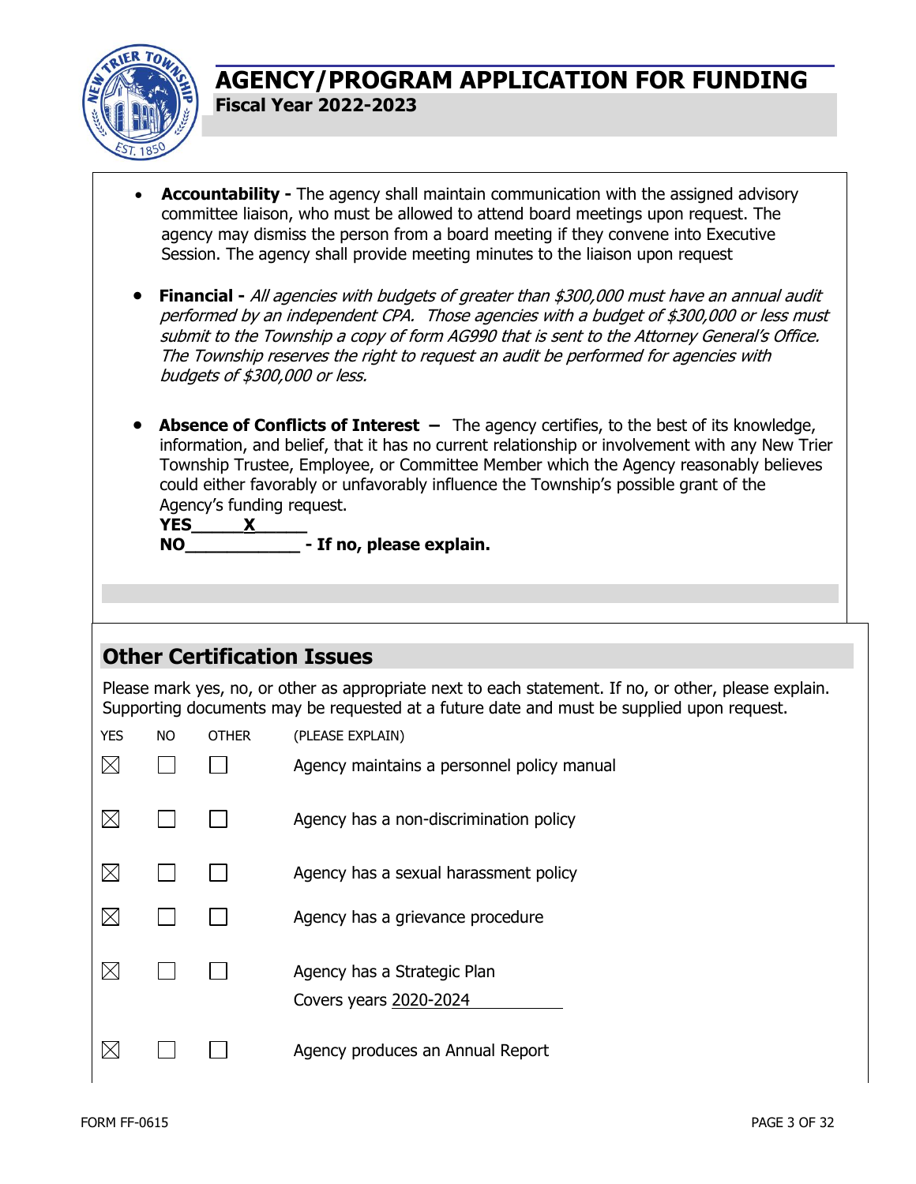# AGENCY/PROGRAM APPLICATION FOR FUNDING
**Fiscal Year 2022-2023**

- **Accountability -** The agency shall maintain communication with the assigned advisory committee liaison, who must be allowed to attend board meetings upon request. The agency may dismiss the person from a board meeting if they convene into Executive Session. The agency shall provide meeting minutes to the liaison upon request

- **Financial -** *All agencies with budgets of greater than $300,000 must have an annual audit performed by an independent CPA. Those agencies with a budget of $300,000 or less must submit to the Township a copy of form AG990 that is sent to the Attorney General's Office. The Township reserves the right to request an audit be performed for agencies with budgets of $300,000 or less.*

- **Absence of Conflicts of Interest –** The agency certifies, to the best of its knowledge, information, and belief, that it has no current relationship or involvement with any New Trier Township Trustee, Employee, or Committee Member which the Agency reasonably believes could either favorably or unfavorably influence the Township's possible grant of the Agency's funding request.
  **YES_____X_____**
  **NO___________ - If no, please explain.**

## Other Certification Issues

Please mark yes, no, or other as appropriate next to each statement. If no, or other, please explain. Supporting documents may be requested at a future date and must be supplied upon request.

| YES | NO | OTHER | (PLEASE EXPLAIN) |
|---|---|---|---|
| ☒ | ☐ | ☐ | Agency maintains a personnel policy manual |
| ☒ | ☐ | ☐ | Agency has a non-discrimination policy |
| ☒ | ☐ | ☐ | Agency has a sexual harassment policy |
| ☒ | ☐ | ☐ | Agency has a grievance procedure |
| ☒ | ☐ | ☐ | Agency has a Strategic Plan<br>Covers years 2020-2024 |
| ☒ | ☐ | ☐ | Agency produces an Annual Report |

FORM FF-0615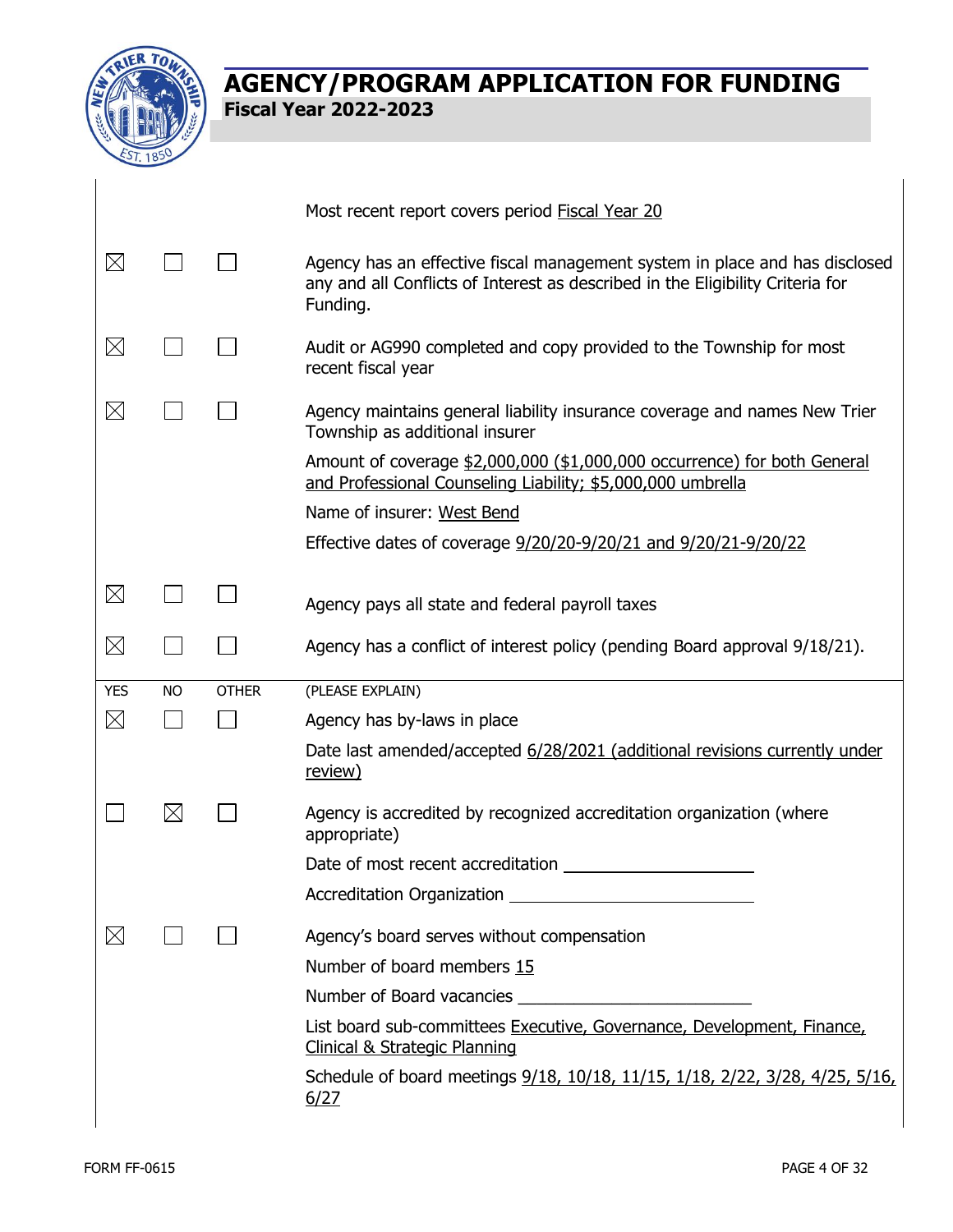# AGENCY/PROGRAM APPLICATION FOR FUNDING

**Fiscal Year 2022-2023**

| | | | |
|---|---|---|---|
| | | | Most recent report covers period Fiscal Year 20 |
| ☒ | ☐ | ☐ | Agency has an effective fiscal management system in place and has disclosed any and all Conflicts of Interest as described in the Eligibility Criteria for Funding. |
| ☒ | ☐ | ☐ | Audit or AG990 completed and copy provided to the Township for most recent fiscal year |
| ☒ | ☐ | ☐ | Agency maintains general liability insurance coverage and names New Trier Township as additional insurer<br>Amount of coverage $2,000,000 ($1,000,000 occurrence) for both General and Professional Counseling Liability; $5,000,000 umbrella<br>Name of insurer: West Bend<br>Effective dates of coverage 9/20/20-9/20/21 and 9/20/21-9/20/22 |
| ☒ | ☐ | ☐ | Agency pays all state and federal payroll taxes |
| ☒ | ☐ | ☐ | Agency has a conflict of interest policy (pending Board approval 9/18/21). |

| YES | NO | OTHER | (PLEASE EXPLAIN) |
|---|---|---|---|
| ☒ | ☐ | ☐ | Agency has by-laws in place<br>Date last amended/accepted 6/28/2021 (additional revisions currently under review) |
| ☐ | ☒ | ☐ | Agency is accredited by recognized accreditation organization (where appropriate)<br>Date of most recent accreditation ____________________<br>Accreditation Organization ____________________ |
| ☒ | ☐ | ☐ | Agency's board serves without compensation<br>Number of board members 15<br>Number of Board vacancies ____________________<br>List board sub-committees Executive, Governance, Development, Finance, Clinical & Strategic Planning<br>Schedule of board meetings 9/18, 10/18, 11/15, 1/18, 2/22, 3/28, 4/25, 5/16, 6/27 |

FORM FF-0615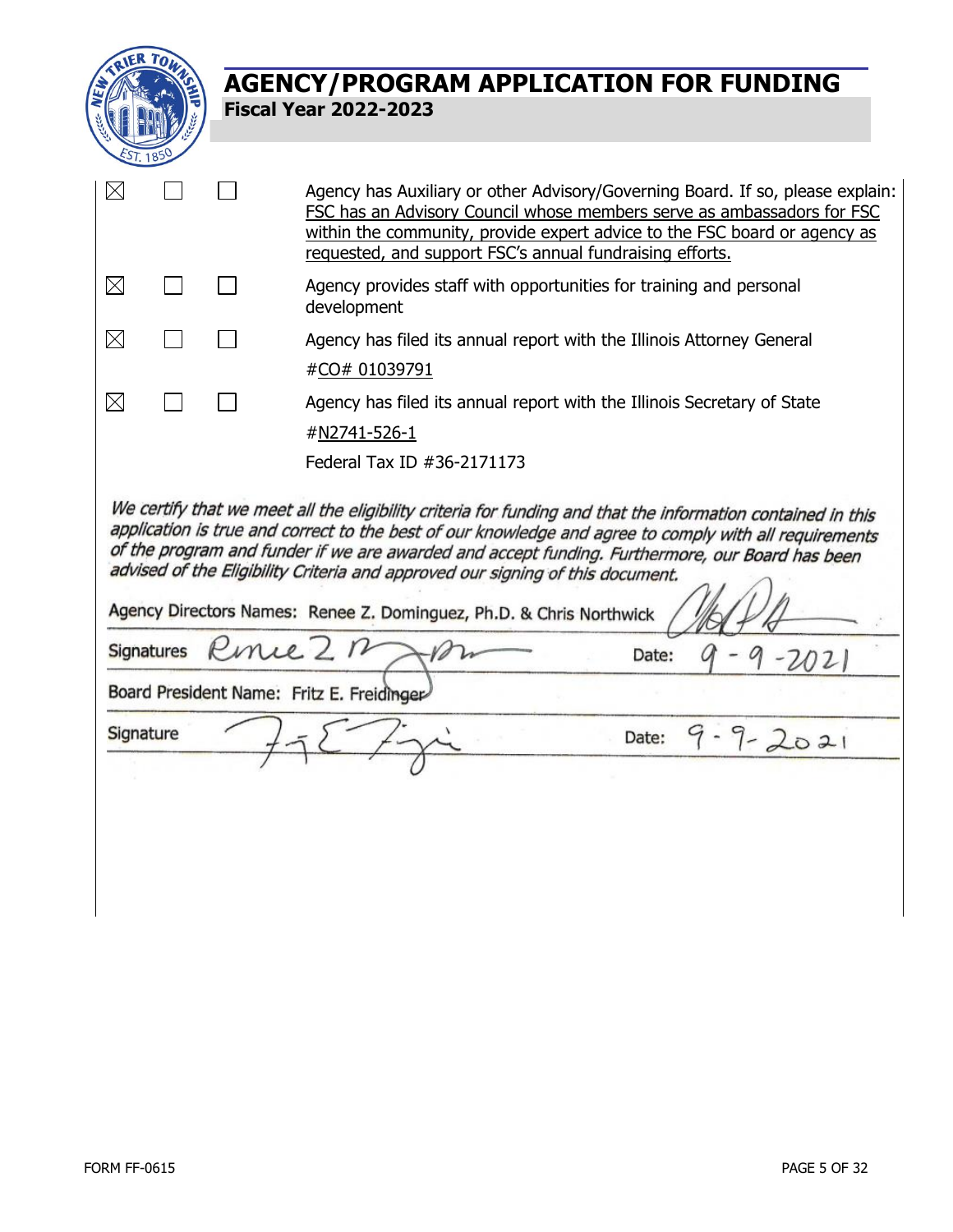# AGENCY/PROGRAM APPLICATION FOR FUNDING

**Fiscal Year 2022-2023**

| ☒ | ☐ | ☐ | Agency has Auxiliary or other Advisory/Governing Board. If so, please explain: FSC has an Advisory Council whose members serve as ambassadors for FSC within the community, provide expert advice to the FSC board or agency as requested, and support FSC's annual fundraising efforts. |
|---|---|---|---|
| ☒ | ☐ | ☐ | Agency provides staff with opportunities for training and personal development |
| ☒ | ☐ | ☐ | Agency has filed its annual report with the Illinois Attorney General #CO# 01039791 |
| ☒ | ☐ | ☐ | Agency has filed its annual report with the Illinois Secretary of State #N2741-526-1 |
| | | | Federal Tax ID #36-2171173 |

*We certify that we meet all the eligibility criteria for funding and that the information contained in this application is true and correct to the best of our knowledge and agree to comply with all requirements of the program and funder if we are awarded and accept funding. Furthermore, our Board has been advised of the Eligibility Criteria and approved our signing of this document.*

Agency Directors Names: Renee Z. Dominguez, Ph.D. & Chris Northwick

Signatures: [signatures] Date: 9-9-2021

Board President Name: Fritz E. Freidinger

Signature: [signature] Date: 9-9-2021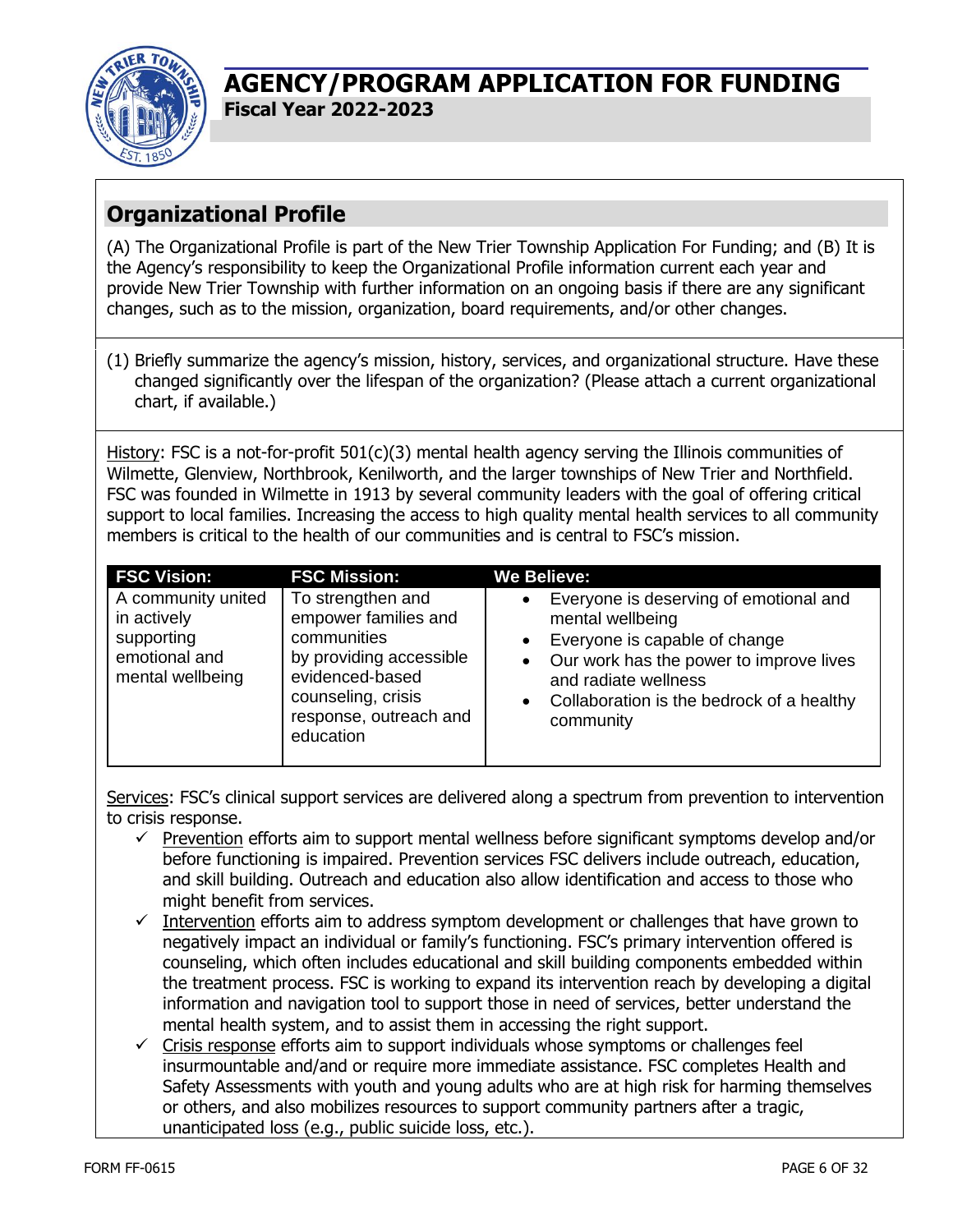# AGENCY/PROGRAM APPLICATION FOR FUNDING

**Fiscal Year 2022-2023**

## Organizational Profile

(A) The Organizational Profile is part of the New Trier Township Application For Funding; and (B) It is the Agency's responsibility to keep the Organizational Profile information current each year and provide New Trier Township with further information on an ongoing basis if there are any significant changes, such as to the mission, organization, board requirements, and/or other changes.

(1) Briefly summarize the agency's mission, history, services, and organizational structure. Have these changed significantly over the lifespan of the organization? (Please attach a current organizational chart, if available.)

History: FSC is a not-for-profit 501(c)(3) mental health agency serving the Illinois communities of Wilmette, Glenview, Northbrook, Kenilworth, and the larger townships of New Trier and Northfield. FSC was founded in Wilmette in 1913 by several community leaders with the goal of offering critical support to local families. Increasing the access to high quality mental health services to all community members is critical to the health of our communities and is central to FSC's mission.

| FSC Vision: | FSC Mission: | We Believe: |
|---|---|---|
| A community united in actively supporting emotional and mental wellbeing | To strengthen and empower families and communities by providing accessible evidenced-based counseling, crisis response, outreach and education | • Everyone is deserving of emotional and mental wellbeing<br>• Everyone is capable of change<br>• Our work has the power to improve lives and radiate wellness<br>• Collaboration is the bedrock of a healthy community |

Services: FSC's clinical support services are delivered along a spectrum from prevention to intervention to crisis response.

- ✓ Prevention efforts aim to support mental wellness before significant symptoms develop and/or before functioning is impaired. Prevention services FSC delivers include outreach, education, and skill building. Outreach and education also allow identification and access to those who might benefit from services.
- ✓ Intervention efforts aim to address symptom development or challenges that have grown to negatively impact an individual or family's functioning. FSC's primary intervention offered is counseling, which often includes educational and skill building components embedded within the treatment process. FSC is working to expand its intervention reach by developing a digital information and navigation tool to support those in need of services, better understand the mental health system, and to assist them in accessing the right support.
- ✓ Crisis response efforts aim to support individuals whose symptoms or challenges feel insurmountable and/and or require more immediate assistance. FSC completes Health and Safety Assessments with youth and young adults who are at high risk for harming themselves or others, and also mobilizes resources to support community partners after a tragic, unanticipated loss (e.g., public suicide loss, etc.).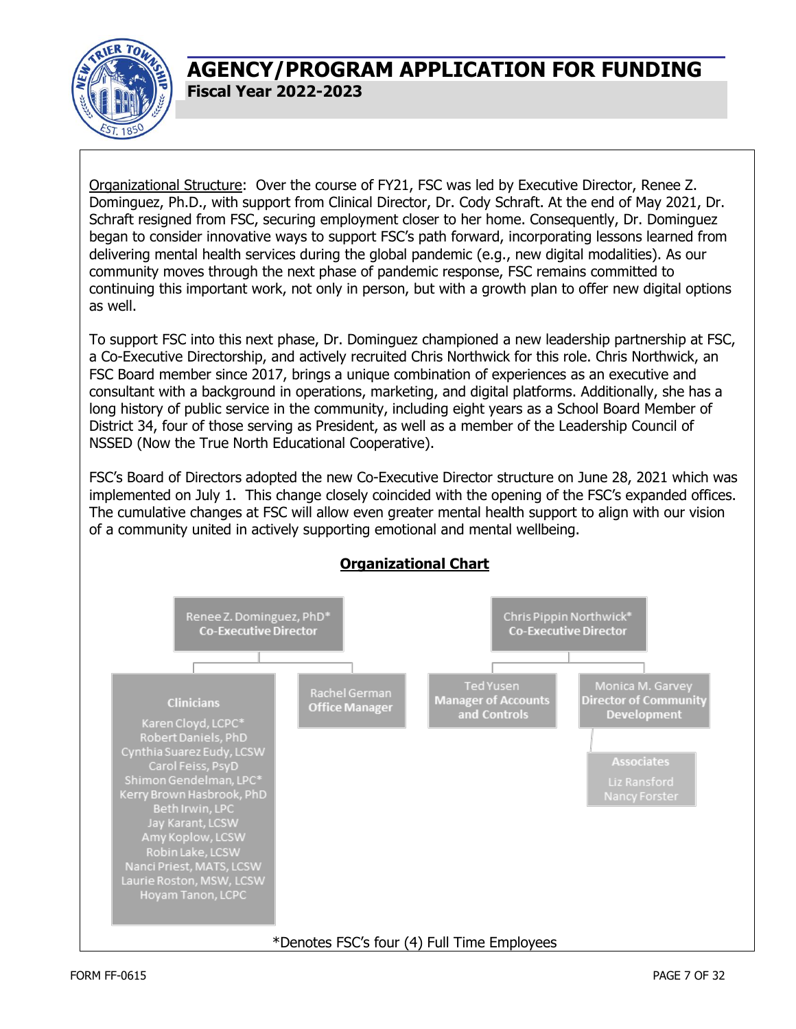# AGENCY/PROGRAM APPLICATION FOR FUNDING

**Fiscal Year 2022-2023**

Organizational Structure: Over the course of FY21, FSC was led by Executive Director, Renee Z. Dominguez, Ph.D., with support from Clinical Director, Dr. Cody Schraft. At the end of May 2021, Dr. Schraft resigned from FSC, securing employment closer to her home. Consequently, Dr. Dominguez began to consider innovative ways to support FSC's path forward, incorporating lessons learned from delivering mental health services during the global pandemic (e.g., new digital modalities). As our community moves through the next phase of pandemic response, FSC remains committed to continuing this important work, not only in person, but with a growth plan to offer new digital options as well.

To support FSC into this next phase, Dr. Dominguez championed a new leadership partnership at FSC, a Co-Executive Directorship, and actively recruited Chris Northwick for this role. Chris Northwick, an FSC Board member since 2017, brings a unique combination of experiences as an executive and consultant with a background in operations, marketing, and digital platforms. Additionally, she has a long history of public service in the community, including eight years as a School Board Member of District 34, four of those serving as President, as well as a member of the Leadership Council of NSSED (Now the True North Educational Cooperative).

FSC's Board of Directors adopted the new Co-Executive Director structure on June 28, 2021 which was implemented on July 1. This change closely coincided with the opening of the FSC's expanded offices. The cumulative changes at FSC will allow even greater mental health support to align with our vision of a community united in actively supporting emotional and mental wellbeing.

## Organizational Chart

- **Renee Z. Dominguez, PhD*** – Co-Executive Director
  - **Clinicians**
    - Karen Cloyd, LCPC*
    - Robert Daniels, PhD
    - Cynthia Suarez Eudy, LCSW
    - Carol Feiss, PsyD
    - Shimon Gendelman, LPC*
    - Kerry Brown Hasbrook, PhD
    - Beth Irwin, LPC
    - Jay Karant, LCSW
    - Amy Koplow, LCSW
    - Robin Lake, LCSW
    - Nanci Priest, MATS, LCSW
    - Laurie Roston, MSW, LCSW
    - Hoyam Tanon, LCPC
  - **Rachel German** – Office Manager
- **Chris Pippin Northwick*** – Co-Executive Director
  - **Ted Yusen** – Manager of Accounts and Controls
  - **Monica M. Garvey** – Director of Community Development
    - **Associates**
      - Liz Ransford
      - Nancy Forster

*Denotes FSC's four (4) Full Time Employees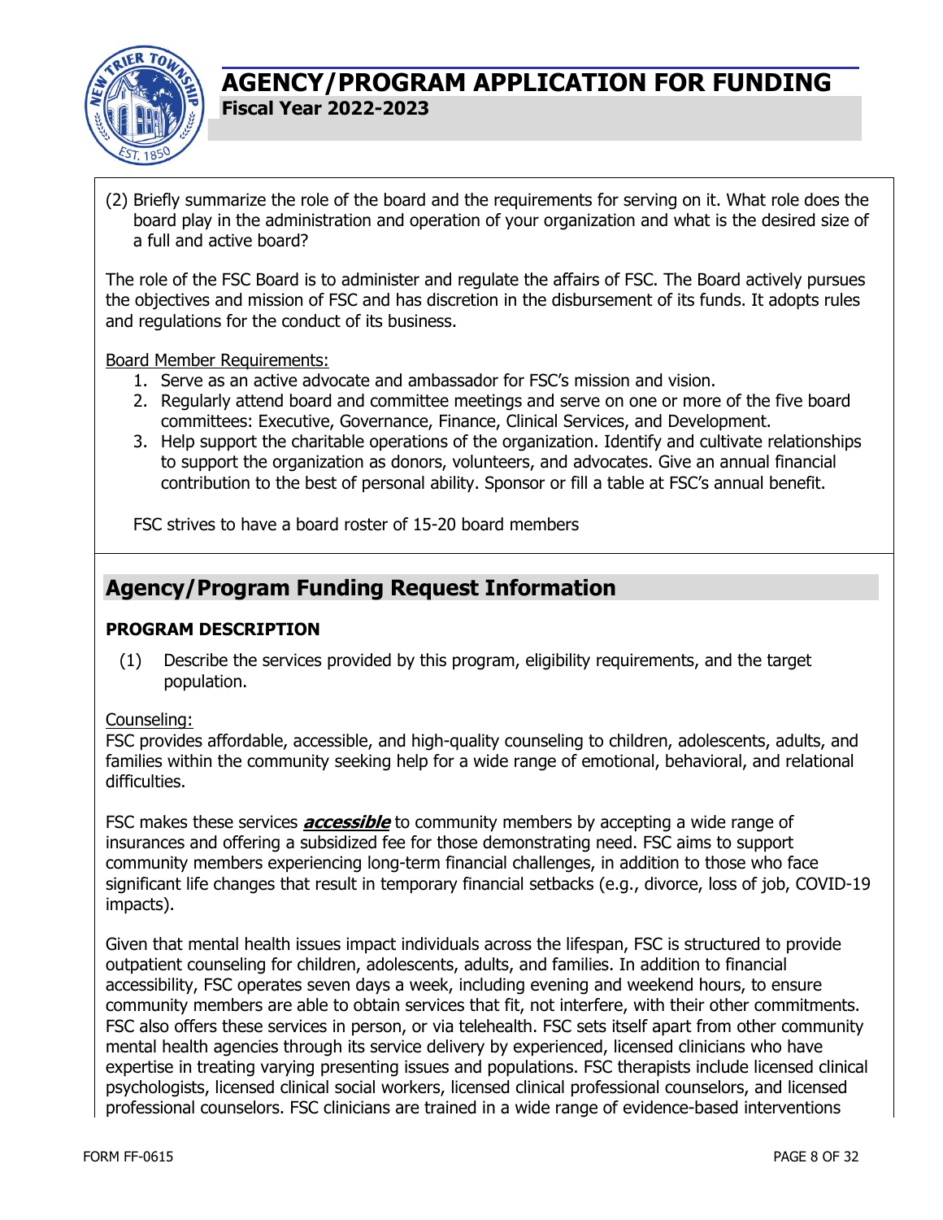(2) Briefly summarize the role of the board and the requirements for serving on it. What role does the board play in the administration and operation of your organization and what is the desired size of a full and active board?

The role of the FSC Board is to administer and regulate the affairs of FSC. The Board actively pursues the objectives and mission of FSC and has discretion in the disbursement of its funds. It adopts rules and regulations for the conduct of its business.

Board Member Requirements:

1. Serve as an active advocate and ambassador for FSC's mission and vision.
2. Regularly attend board and committee meetings and serve on one or more of the five board committees: Executive, Governance, Finance, Clinical Services, and Development.
3. Help support the charitable operations of the organization. Identify and cultivate relationships to support the organization as donors, volunteers, and advocates. Give an annual financial contribution to the best of personal ability. Sponsor or fill a table at FSC's annual benefit.

FSC strives to have a board roster of 15-20 board members

## Agency/Program Funding Request Information

**PROGRAM DESCRIPTION**

(1) Describe the services provided by this program, eligibility requirements, and the target population.

Counseling:

FSC provides affordable, accessible, and high-quality counseling to children, adolescents, adults, and families within the community seeking help for a wide range of emotional, behavioral, and relational difficulties.

FSC makes these services ***accessible*** to community members by accepting a wide range of insurances and offering a subsidized fee for those demonstrating need. FSC aims to support community members experiencing long-term financial challenges, in addition to those who face significant life changes that result in temporary financial setbacks (e.g., divorce, loss of job, COVID-19 impacts).

Given that mental health issues impact individuals across the lifespan, FSC is structured to provide outpatient counseling for children, adolescents, adults, and families. In addition to financial accessibility, FSC operates seven days a week, including evening and weekend hours, to ensure community members are able to obtain services that fit, not interfere, with their other commitments. FSC also offers these services in person, or via telehealth. FSC sets itself apart from other community mental health agencies through its service delivery by experienced, licensed clinicians who have expertise in treating varying presenting issues and populations. FSC therapists include licensed clinical psychologists, licensed clinical social workers, licensed clinical professional counselors, and licensed professional counselors. FSC clinicians are trained in a wide range of evidence-based interventions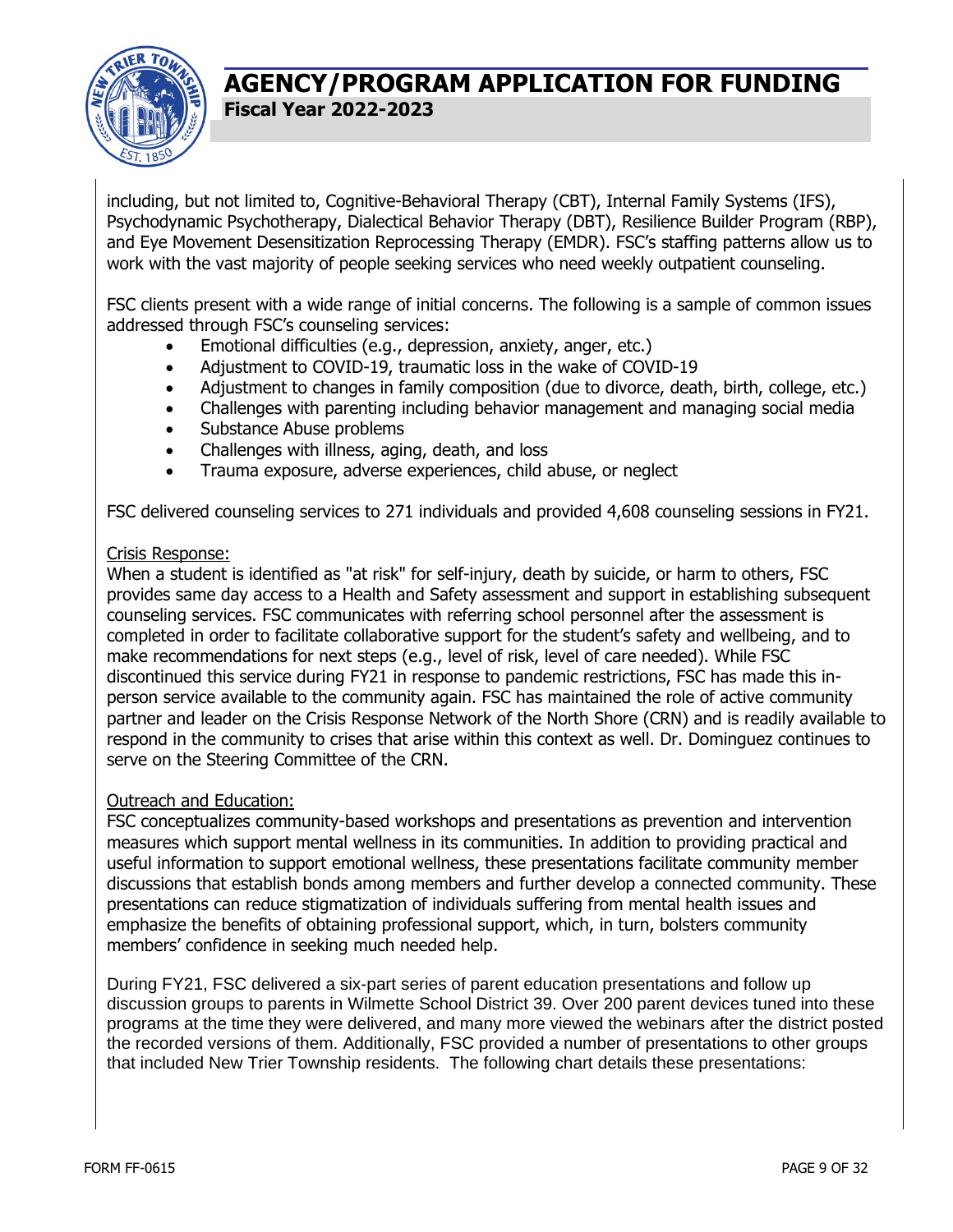including, but not limited to, Cognitive-Behavioral Therapy (CBT), Internal Family Systems (IFS), Psychodynamic Psychotherapy, Dialectical Behavior Therapy (DBT), Resilience Builder Program (RBP), and Eye Movement Desensitization Reprocessing Therapy (EMDR). FSC's staffing patterns allow us to work with the vast majority of people seeking services who need weekly outpatient counseling.

FSC clients present with a wide range of initial concerns. The following is a sample of common issues addressed through FSC's counseling services:

- Emotional difficulties (e.g., depression, anxiety, anger, etc.)
- Adjustment to COVID-19, traumatic loss in the wake of COVID-19
- Adjustment to changes in family composition (due to divorce, death, birth, college, etc.)
- Challenges with parenting including behavior management and managing social media
- Substance Abuse problems
- Challenges with illness, aging, death, and loss
- Trauma exposure, adverse experiences, child abuse, or neglect

FSC delivered counseling services to 271 individuals and provided 4,608 counseling sessions in FY21.

<u>Crisis Response:</u>
When a student is identified as "at risk" for self-injury, death by suicide, or harm to others, FSC provides same day access to a Health and Safety assessment and support in establishing subsequent counseling services. FSC communicates with referring school personnel after the assessment is completed in order to facilitate collaborative support for the student's safety and wellbeing, and to make recommendations for next steps (e.g., level of risk, level of care needed). While FSC discontinued this service during FY21 in response to pandemic restrictions, FSC has made this in-person service available to the community again. FSC has maintained the role of active community partner and leader on the Crisis Response Network of the North Shore (CRN) and is readily available to respond in the community to crises that arise within this context as well. Dr. Dominguez continues to serve on the Steering Committee of the CRN.

<u>Outreach and Education:</u>
FSC conceptualizes community-based workshops and presentations as prevention and intervention measures which support mental wellness in its communities. In addition to providing practical and useful information to support emotional wellness, these presentations facilitate community member discussions that establish bonds among members and further develop a connected community. These presentations can reduce stigmatization of individuals suffering from mental health issues and emphasize the benefits of obtaining professional support, which, in turn, bolsters community members' confidence in seeking much needed help.

During FY21, FSC delivered a six-part series of parent education presentations and follow up discussion groups to parents in Wilmette School District 39. Over 200 parent devices tuned into these programs at the time they were delivered, and many more viewed the webinars after the district posted the recorded versions of them. Additionally, FSC provided a number of presentations to other groups that included New Trier Township residents. The following chart details these presentations: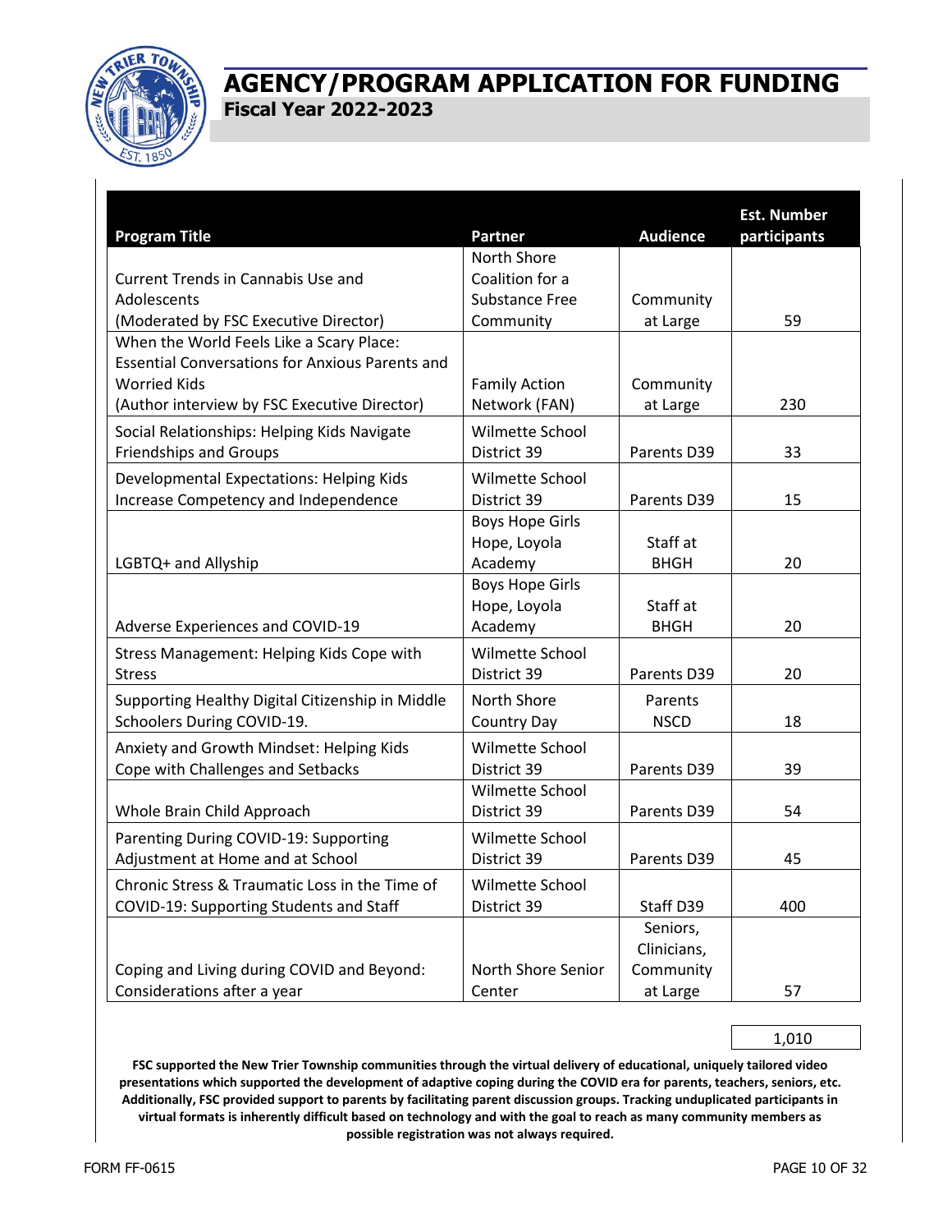# AGENCY/PROGRAM APPLICATION FOR FUNDING

**Fiscal Year 2022-2023**

| Program Title | Partner | Audience | Est. Number participants |
|---|---|---|---|
| Current Trends in Cannabis Use and Adolescents (Moderated by FSC Executive Director) | North Shore Coalition for a Substance Free Community | Community at Large | 59 |
| When the World Feels Like a Scary Place: Essential Conversations for Anxious Parents and Worried Kids (Author interview by FSC Executive Director) | Family Action Network (FAN) | Community at Large | 230 |
| Social Relationships: Helping Kids Navigate Friendships and Groups | Wilmette School District 39 | Parents D39 | 33 |
| Developmental Expectations: Helping Kids Increase Competency and Independence | Wilmette School District 39 | Parents D39 | 15 |
| LGBTQ+ and Allyship | Boys Hope Girls Hope, Loyola Academy | Staff at BHGH | 20 |
| Adverse Experiences and COVID-19 | Boys Hope Girls Hope, Loyola Academy | Staff at BHGH | 20 |
| Stress Management: Helping Kids Cope with Stress | Wilmette School District 39 | Parents D39 | 20 |
| Supporting Healthy Digital Citizenship in Middle Schoolers During COVID-19. | North Shore Country Day | Parents NSCD | 18 |
| Anxiety and Growth Mindset: Helping Kids Cope with Challenges and Setbacks | Wilmette School District 39 | Parents D39 | 39 |
| Whole Brain Child Approach | Wilmette School District 39 | Parents D39 | 54 |
| Parenting During COVID-19: Supporting Adjustment at Home and at School | Wilmette School District 39 | Parents D39 | 45 |
| Chronic Stress & Traumatic Loss in the Time of COVID-19: Supporting Students and Staff | Wilmette School District 39 | Staff D39 | 400 |
| Coping and Living during COVID and Beyond: Considerations after a year | North Shore Senior Center | Seniors, Clinicians, Community at Large | 57 |
| | | | 1,010 |

**FSC supported the New Trier Township communities through the virtual delivery of educational, uniquely tailored video presentations which supported the development of adaptive coping during the COVID era for parents, teachers, seniors, etc. Additionally, FSC provided support to parents by facilitating parent discussion groups. Tracking unduplicated participants in virtual formats is inherently difficult based on technology and with the goal to reach as many community members as possible registration was not always required.**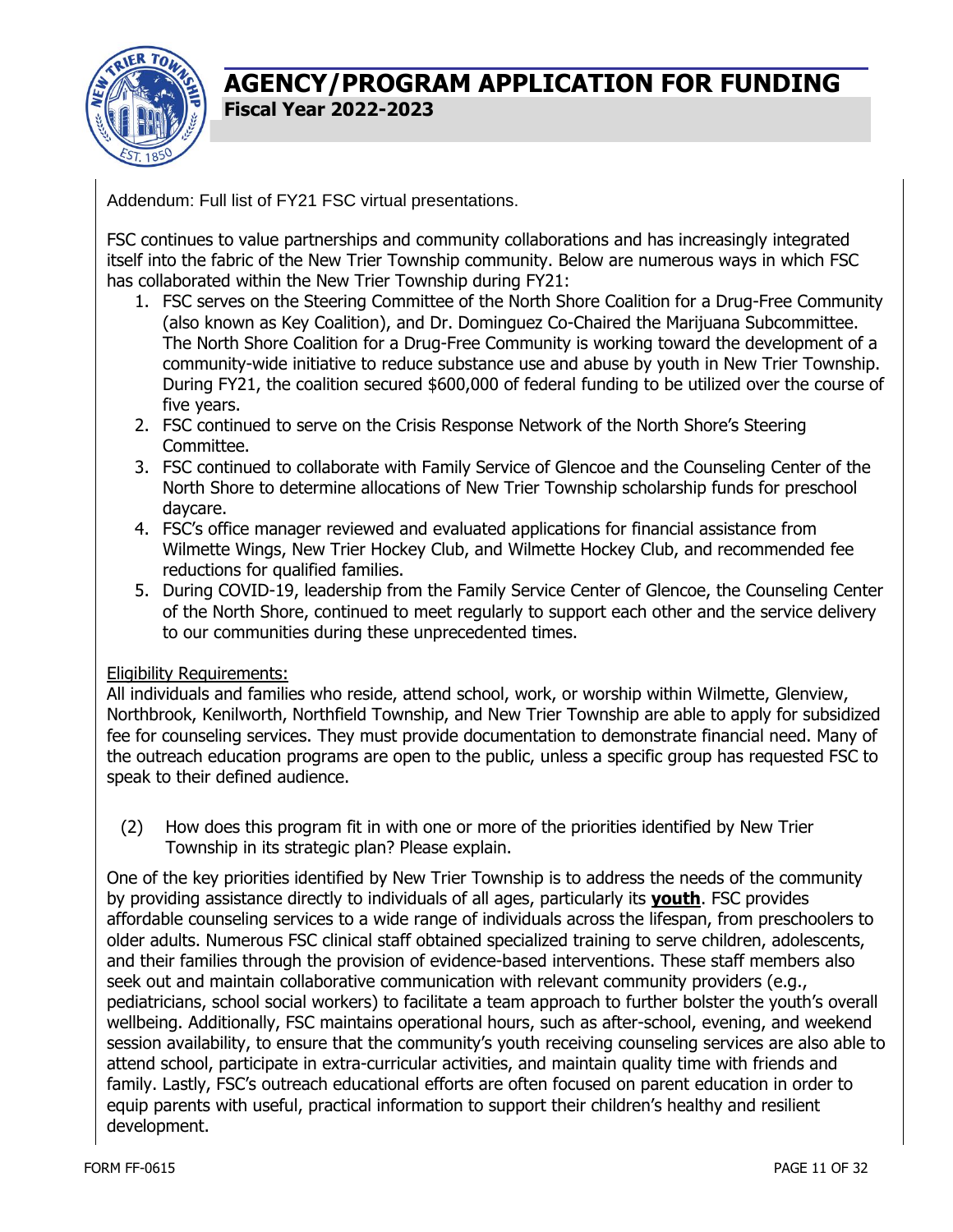Addendum: Full list of FY21 FSC virtual presentations.

FSC continues to value partnerships and community collaborations and has increasingly integrated itself into the fabric of the New Trier Township community. Below are numerous ways in which FSC has collaborated within the New Trier Township during FY21:

1. FSC serves on the Steering Committee of the North Shore Coalition for a Drug-Free Community (also known as Key Coalition), and Dr. Dominguez Co-Chaired the Marijuana Subcommittee. The North Shore Coalition for a Drug-Free Community is working toward the development of a community-wide initiative to reduce substance use and abuse by youth in New Trier Township. During FY21, the coalition secured $600,000 of federal funding to be utilized over the course of five years.
2. FSC continued to serve on the Crisis Response Network of the North Shore's Steering Committee.
3. FSC continued to collaborate with Family Service of Glencoe and the Counseling Center of the North Shore to determine allocations of New Trier Township scholarship funds for preschool daycare.
4. FSC's office manager reviewed and evaluated applications for financial assistance from Wilmette Wings, New Trier Hockey Club, and Wilmette Hockey Club, and recommended fee reductions for qualified families.
5. During COVID-19, leadership from the Family Service Center of Glencoe, the Counseling Center of the North Shore, continued to meet regularly to support each other and the service delivery to our communities during these unprecedented times.

<u>Eligibility Requirements:</u>
All individuals and families who reside, attend school, work, or worship within Wilmette, Glenview, Northbrook, Kenilworth, Northfield Township, and New Trier Township are able to apply for subsidized fee for counseling services. They must provide documentation to demonstrate financial need. Many of the outreach education programs are open to the public, unless a specific group has requested FSC to speak to their defined audience.

(2) How does this program fit in with one or more of the priorities identified by New Trier Township in its strategic plan? Please explain.

One of the key priorities identified by New Trier Township is to address the needs of the community by providing assistance directly to individuals of all ages, particularly its **<u>youth</u>**. FSC provides affordable counseling services to a wide range of individuals across the lifespan, from preschoolers to older adults. Numerous FSC clinical staff obtained specialized training to serve children, adolescents, and their families through the provision of evidence-based interventions. These staff members also seek out and maintain collaborative communication with relevant community providers (e.g., pediatricians, school social workers) to facilitate a team approach to further bolster the youth's overall wellbeing. Additionally, FSC maintains operational hours, such as after-school, evening, and weekend session availability, to ensure that the community's youth receiving counseling services are also able to attend school, participate in extra-curricular activities, and maintain quality time with friends and family. Lastly, FSC's outreach educational efforts are often focused on parent education in order to equip parents with useful, practical information to support their children's healthy and resilient development.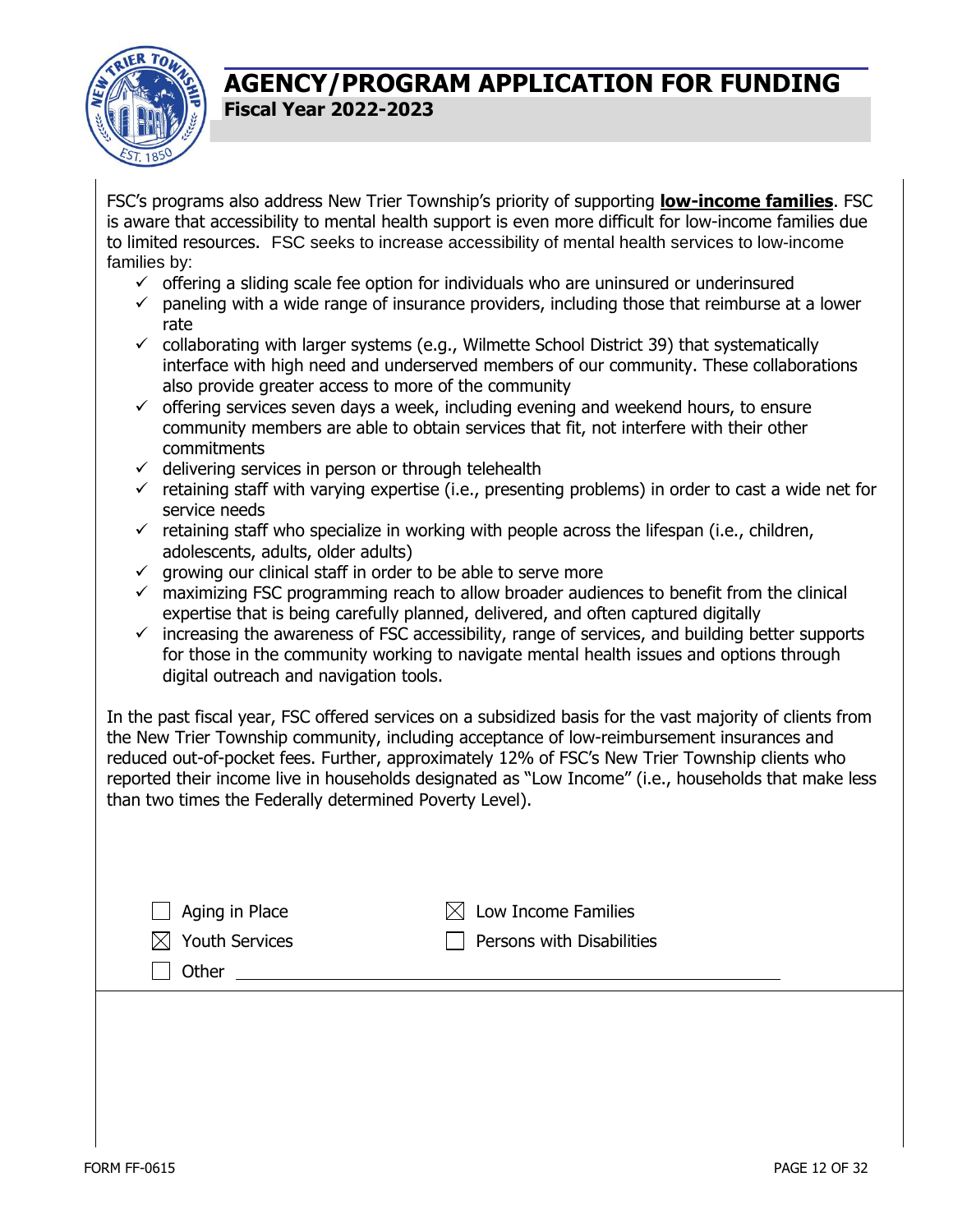FSC's programs also address New Trier Township's priority of supporting **low-income families**. FSC is aware that accessibility to mental health support is even more difficult for low-income families due to limited resources. FSC seeks to increase accessibility of mental health services to low-income families by:

- ✓ offering a sliding scale fee option for individuals who are uninsured or underinsured
- ✓ paneling with a wide range of insurance providers, including those that reimburse at a lower rate
- ✓ collaborating with larger systems (e.g., Wilmette School District 39) that systematically interface with high need and underserved members of our community. These collaborations also provide greater access to more of the community
- ✓ offering services seven days a week, including evening and weekend hours, to ensure community members are able to obtain services that fit, not interfere with their other commitments
- ✓ delivering services in person or through telehealth
- ✓ retaining staff with varying expertise (i.e., presenting problems) in order to cast a wide net for service needs
- ✓ retaining staff who specialize in working with people across the lifespan (i.e., children, adolescents, adults, older adults)
- ✓ growing our clinical staff in order to be able to serve more
- ✓ maximizing FSC programming reach to allow broader audiences to benefit from the clinical expertise that is being carefully planned, delivered, and often captured digitally
- ✓ increasing the awareness of FSC accessibility, range of services, and building better supports for those in the community working to navigate mental health issues and options through digital outreach and navigation tools.

In the past fiscal year, FSC offered services on a subsidized basis for the vast majority of clients from the New Trier Township community, including acceptance of low-reimbursement insurances and reduced out-of-pocket fees. Further, approximately 12% of FSC's New Trier Township clients who reported their income live in households designated as "Low Income" (i.e., households that make less than two times the Federally determined Poverty Level).

- ☐ Aging in Place
- ☒ Low Income Families
- ☒ Youth Services
- ☐ Persons with Disabilities
- ☐ Other ______________________________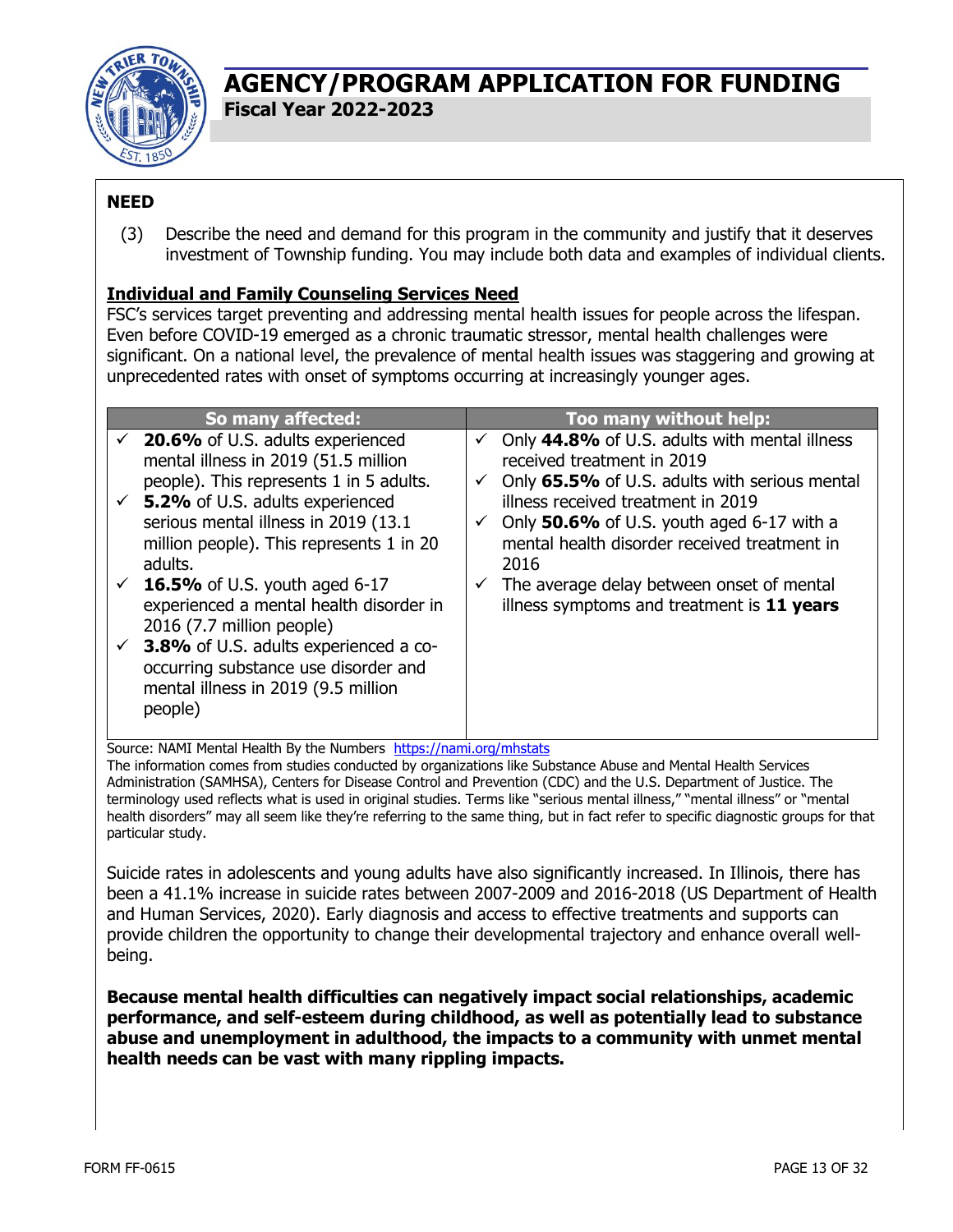# AGENCY/PROGRAM APPLICATION FOR FUNDING

**Fiscal Year 2022-2023**

## NEED

(3) Describe the need and demand for this program in the community and justify that it deserves investment of Township funding. You may include both data and examples of individual clients.

**Individual and Family Counseling Services Need**

FSC's services target preventing and addressing mental health issues for people across the lifespan. Even before COVID-19 emerged as a chronic traumatic stressor, mental health challenges were significant. On a national level, the prevalence of mental health issues was staggering and growing at unprecedented rates with onset of symptoms occurring at increasingly younger ages.

| So many affected: | Too many without help: |
|---|---|
| ✓ **20.6%** of U.S. adults experienced mental illness in 2019 (51.5 million people). This represents 1 in 5 adults.<br>✓ **5.2%** of U.S. adults experienced serious mental illness in 2019 (13.1 million people). This represents 1 in 20 adults.<br>✓ **16.5%** of U.S. youth aged 6-17 experienced a mental health disorder in 2016 (7.7 million people)<br>✓ **3.8%** of U.S. adults experienced a co-occurring substance use disorder and mental illness in 2019 (9.5 million people) | ✓ Only **44.8%** of U.S. adults with mental illness received treatment in 2019<br>✓ Only **65.5%** of U.S. adults with serious mental illness received treatment in 2019<br>✓ Only **50.6%** of U.S. youth aged 6-17 with a mental health disorder received treatment in 2016<br>✓ The average delay between onset of mental illness symptoms and treatment is **11 years** |

Source: NAMI Mental Health By the Numbers https://nami.org/mhstats
The information comes from studies conducted by organizations like Substance Abuse and Mental Health Services Administration (SAMHSA), Centers for Disease Control and Prevention (CDC) and the U.S. Department of Justice. The terminology used reflects what is used in original studies. Terms like "serious mental illness," "mental illness" or "mental health disorders" may all seem like they're referring to the same thing, but in fact refer to specific diagnostic groups for that particular study.

Suicide rates in adolescents and young adults have also significantly increased. In Illinois, there has been a 41.1% increase in suicide rates between 2007-2009 and 2016-2018 (US Department of Health and Human Services, 2020). Early diagnosis and access to effective treatments and supports can provide children the opportunity to change their developmental trajectory and enhance overall well-being.

**Because mental health difficulties can negatively impact social relationships, academic performance, and self-esteem during childhood, as well as potentially lead to substance abuse and unemployment in adulthood, the impacts to a community with unmet mental health needs can be vast with many rippling impacts.**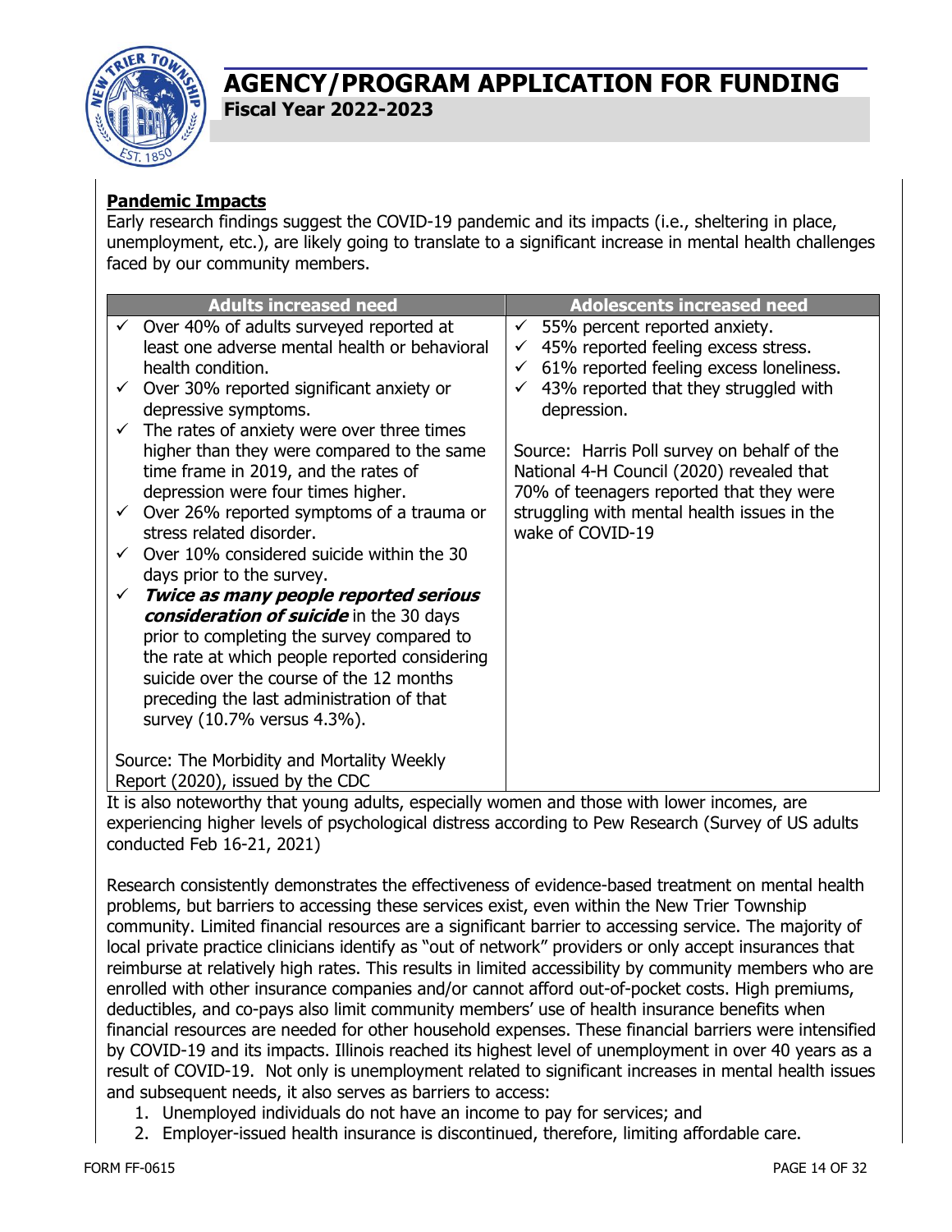## Pandemic Impacts

Early research findings suggest the COVID-19 pandemic and its impacts (i.e., sheltering in place, unemployment, etc.), are likely going to translate to a significant increase in mental health challenges faced by our community members.

| Adults increased need | Adolescents increased need |
|---|---|
| ✓ Over 40% of adults surveyed reported at least one adverse mental health or behavioral health condition.<br>✓ Over 30% reported significant anxiety or depressive symptoms.<br>✓ The rates of anxiety were over three times higher than they were compared to the same time frame in 2019, and the rates of depression were four times higher.<br>✓ Over 26% reported symptoms of a trauma or stress related disorder.<br>✓ Over 10% considered suicide within the 30 days prior to the survey.<br>✓ ***Twice as many people reported serious consideration of suicide*** in the 30 days prior to completing the survey compared to the rate at which people reported considering suicide over the course of the 12 months preceding the last administration of that survey (10.7% versus 4.3%).<br><br>Source: The Morbidity and Mortality Weekly Report (2020), issued by the CDC | ✓ 55% percent reported anxiety.<br>✓ 45% reported feeling excess stress.<br>✓ 61% reported feeling excess loneliness.<br>✓ 43% reported that they struggled with depression.<br><br>Source: Harris Poll survey on behalf of the National 4-H Council (2020) revealed that 70% of teenagers reported that they were struggling with mental health issues in the wake of COVID-19 |

It is also noteworthy that young adults, especially women and those with lower incomes, are experiencing higher levels of psychological distress according to Pew Research (Survey of US adults conducted Feb 16-21, 2021)

Research consistently demonstrates the effectiveness of evidence-based treatment on mental health problems, but barriers to accessing these services exist, even within the New Trier Township community. Limited financial resources are a significant barrier to accessing service. The majority of local private practice clinicians identify as "out of network" providers or only accept insurances that reimburse at relatively high rates. This results in limited accessibility by community members who are enrolled with other insurance companies and/or cannot afford out-of-pocket costs. High premiums, deductibles, and co-pays also limit community members' use of health insurance benefits when financial resources are needed for other household expenses. These financial barriers were intensified by COVID-19 and its impacts. Illinois reached its highest level of unemployment in over 40 years as a result of COVID-19. Not only is unemployment related to significant increases in mental health issues and subsequent needs, it also serves as barriers to access:

1. Unemployed individuals do not have an income to pay for services; and
2. Employer-issued health insurance is discontinued, therefore, limiting affordable care.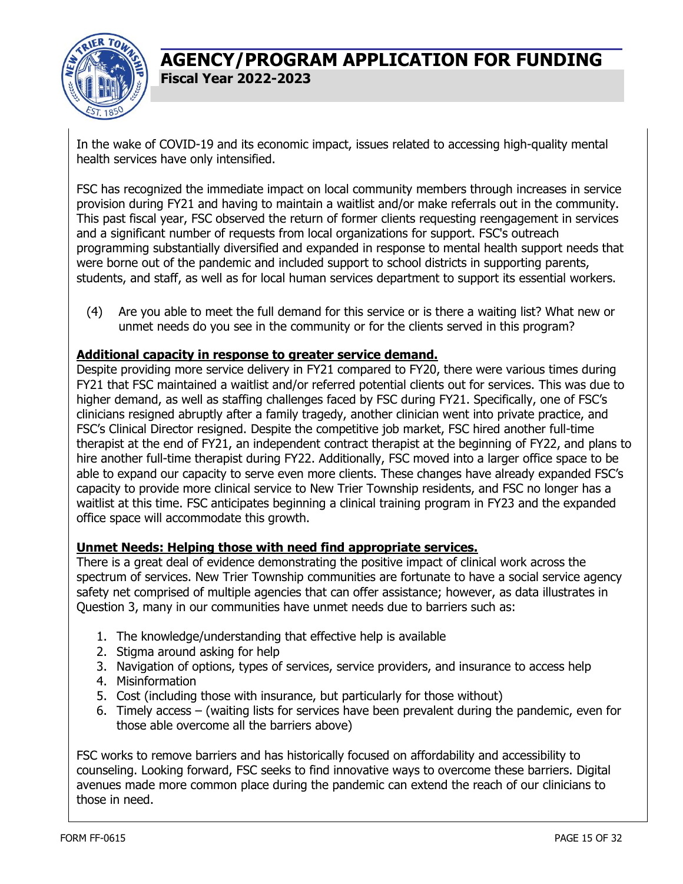In the wake of COVID-19 and its economic impact, issues related to accessing high-quality mental health services have only intensified.

FSC has recognized the immediate impact on local community members through increases in service provision during FY21 and having to maintain a waitlist and/or make referrals out in the community. This past fiscal year, FSC observed the return of former clients requesting reengagement in services and a significant number of requests from local organizations for support. FSC's outreach programming substantially diversified and expanded in response to mental health support needs that were borne out of the pandemic and included support to school districts in supporting parents, students, and staff, as well as for local human services department to support its essential workers.

(4) Are you able to meet the full demand for this service or is there a waiting list? What new or unmet needs do you see in the community or for the clients served in this program?

**Additional capacity in response to greater service demand.**

Despite providing more service delivery in FY21 compared to FY20, there were various times during FY21 that FSC maintained a waitlist and/or referred potential clients out for services. This was due to higher demand, as well as staffing challenges faced by FSC during FY21. Specifically, one of FSC's clinicians resigned abruptly after a family tragedy, another clinician went into private practice, and FSC's Clinical Director resigned. Despite the competitive job market, FSC hired another full-time therapist at the end of FY21, an independent contract therapist at the beginning of FY22, and plans to hire another full-time therapist during FY22. Additionally, FSC moved into a larger office space to be able to expand our capacity to serve even more clients. These changes have already expanded FSC's capacity to provide more clinical service to New Trier Township residents, and FSC no longer has a waitlist at this time. FSC anticipates beginning a clinical training program in FY23 and the expanded office space will accommodate this growth.

**Unmet Needs: Helping those with need find appropriate services.**

There is a great deal of evidence demonstrating the positive impact of clinical work across the spectrum of services. New Trier Township communities are fortunate to have a social service agency safety net comprised of multiple agencies that can offer assistance; however, as data illustrates in Question 3, many in our communities have unmet needs due to barriers such as:

1. The knowledge/understanding that effective help is available
2. Stigma around asking for help
3. Navigation of options, types of services, service providers, and insurance to access help
4. Misinformation
5. Cost (including those with insurance, but particularly for those without)
6. Timely access – (waiting lists for services have been prevalent during the pandemic, even for those able overcome all the barriers above)

FSC works to remove barriers and has historically focused on affordability and accessibility to counseling. Looking forward, FSC seeks to find innovative ways to overcome these barriers. Digital avenues made more common place during the pandemic can extend the reach of our clinicians to those in need.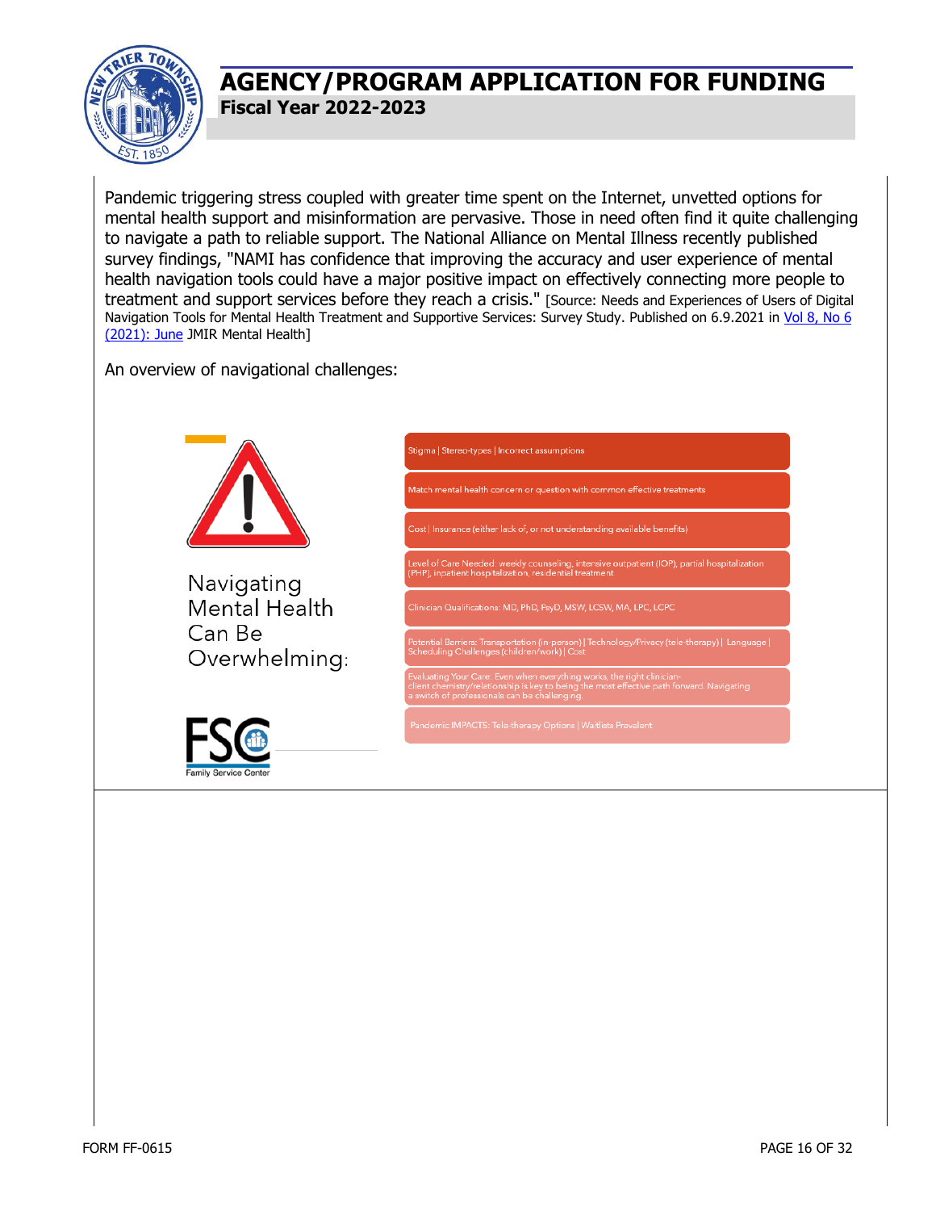Pandemic triggering stress coupled with greater time spent on the Internet, unvetted options for mental health support and misinformation are pervasive. Those in need often find it quite challenging to navigate a path to reliable support. The National Alliance on Mental Illness recently published survey findings, "NAMI has confidence that improving the accuracy and user experience of mental health navigation tools could have a major positive impact on effectively connecting more people to treatment and support services before they reach a crisis." [Source: Needs and Experiences of Users of Digital Navigation Tools for Mental Health Treatment and Supportive Services: Survey Study. Published on 6.9.2021 in Vol 8, No 6 (2021): June JMIR Mental Health]

An overview of navigational challenges:

Navigating Mental Health Can Be Overwhelming:

- Stigma | Stereo-types | Incorrect assumptions
- Match mental health concern or question with common effective treatments
- Cost | Insurance (either lack of, or not understanding available benefits)
- Level of Care Needed: weekly counseling, intensive outpatient (IOP), partial hospitalization (PHP), inpatient hospitalization, residential treatment
- Clinician Qualifications: MD, PhD, PsyD, MSW, LCSW, MA, LPC, LCPC
- Potential Barriers: Transportation (in-person) | Technology/Privacy (tele-therapy) | Language | Scheduling Challenges (children/work) | Cost
- Evaluating Your Care: Even when everything works, the right clinician-client chemistry/relationship is key to being the most effective path forward. Navigating a switch of professionals can be challenging.
- Pandemic IMPACTS: Tele-therapy Options | Waitlists Prevalent

FSC Family Service Center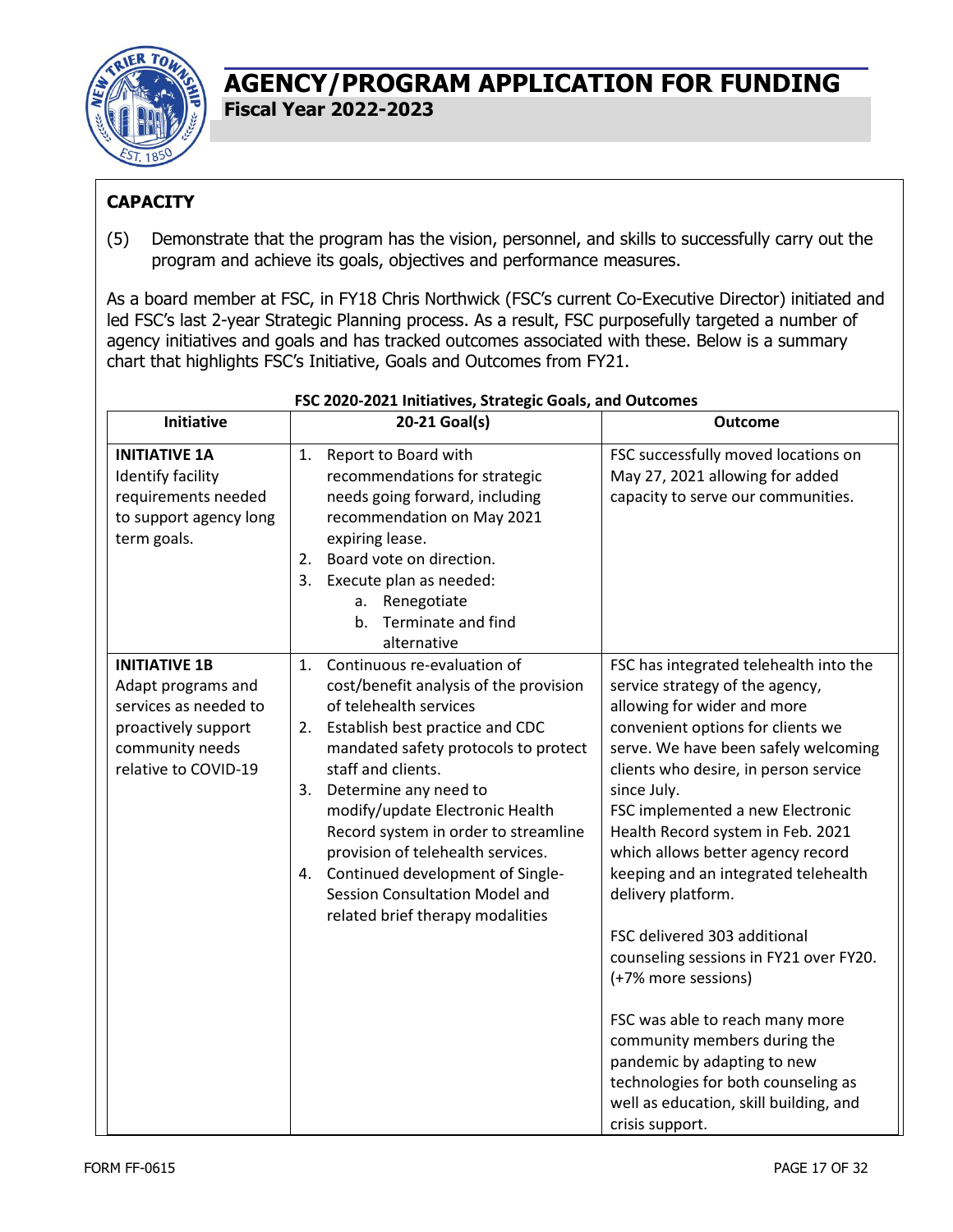# AGENCY/PROGRAM APPLICATION FOR FUNDING

**Fiscal Year 2022-2023**

## CAPACITY

(5) Demonstrate that the program has the vision, personnel, and skills to successfully carry out the program and achieve its goals, objectives and performance measures.

As a board member at FSC, in FY18 Chris Northwick (FSC's current Co-Executive Director) initiated and led FSC's last 2-year Strategic Planning process. As a result, FSC purposefully targeted a number of agency initiatives and goals and has tracked outcomes associated with these. Below is a summary chart that highlights FSC's Initiative, Goals and Outcomes from FY21.

**FSC 2020-2021 Initiatives, Strategic Goals, and Outcomes**

| Initiative | 20-21 Goal(s) | Outcome |
|---|---|---|
| **INITIATIVE 1A** Identify facility requirements needed to support agency long term goals. | 1. Report to Board with recommendations for strategic needs going forward, including recommendation on May 2021 expiring lease.<br>2. Board vote on direction.<br>3. Execute plan as needed:<br>a. Renegotiate<br>b. Terminate and find alternative | FSC successfully moved locations on May 27, 2021 allowing for added capacity to serve our communities. |
| **INITIATIVE 1B** Adapt programs and services as needed to proactively support community needs relative to COVID-19 | 1. Continuous re-evaluation of cost/benefit analysis of the provision of telehealth services<br>2. Establish best practice and CDC mandated safety protocols to protect staff and clients.<br>3. Determine any need to modify/update Electronic Health Record system in order to streamline provision of telehealth services.<br>4. Continued development of Single-Session Consultation Model and related brief therapy modalities | FSC has integrated telehealth into the service strategy of the agency, allowing for wider and more convenient options for clients we serve. We have been safely welcoming clients who desire, in person service since July.<br>FSC implemented a new Electronic Health Record system in Feb. 2021 which allows better agency record keeping and an integrated telehealth delivery platform.<br><br>FSC delivered 303 additional counseling sessions in FY21 over FY20. (+7% more sessions)<br><br>FSC was able to reach many more community members during the pandemic by adapting to new technologies for both counseling as well as education, skill building, and crisis support. |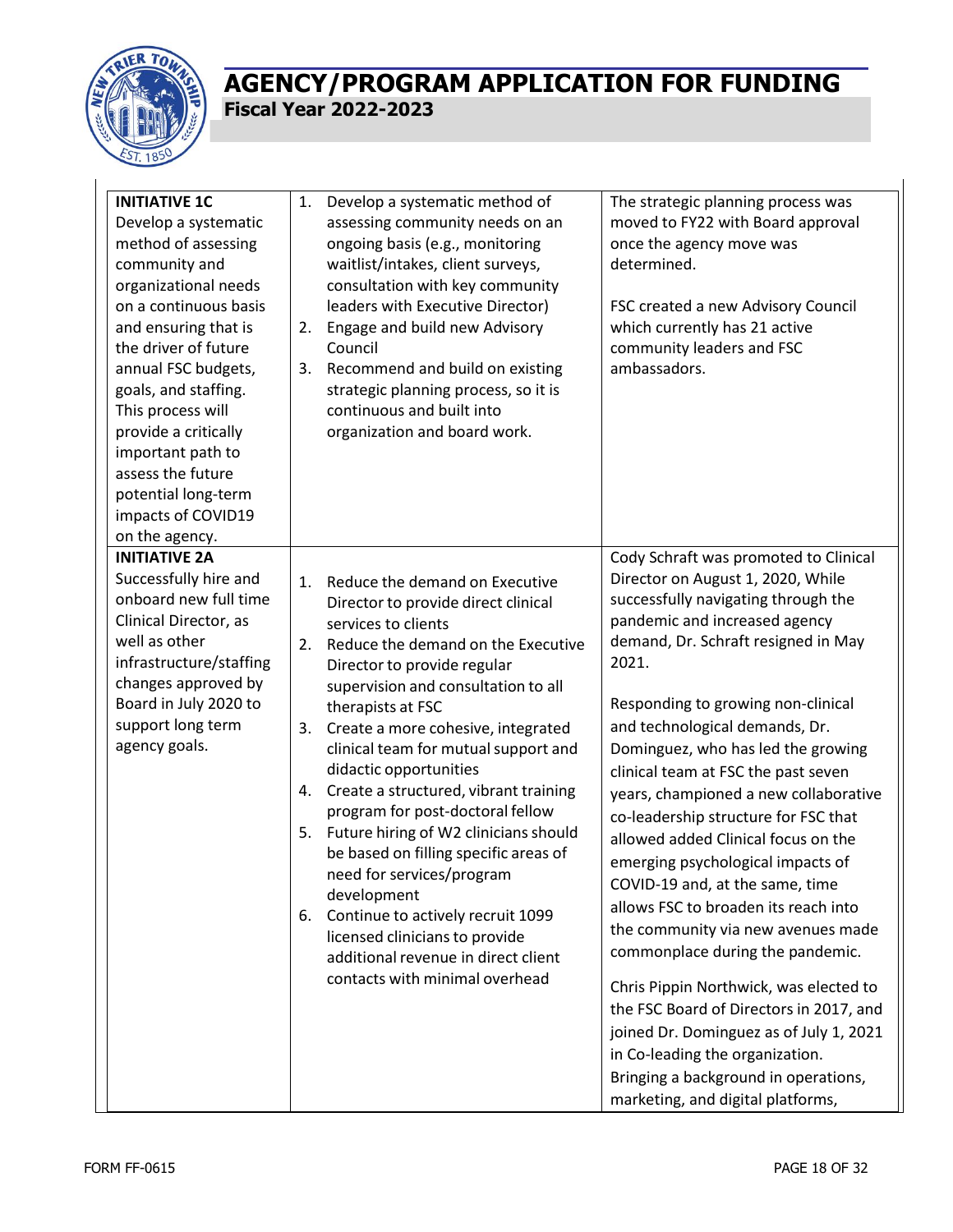| | | |
|---|---|---|
| **INITIATIVE 1C**<br>Develop a systematic method of assessing community and organizational needs on a continuous basis and ensuring that is the driver of future annual FSC budgets, goals, and staffing. This process will provide a critically important path to assess the future potential long-term impacts of COVID19 on the agency. | 1. Develop a systematic method of assessing community needs on an ongoing basis (e.g., monitoring waitlist/intakes, client surveys, consultation with key community leaders with Executive Director)<br>2. Engage and build new Advisory Council<br>3. Recommend and build on existing strategic planning process, so it is continuous and built into organization and board work. | The strategic planning process was moved to FY22 with Board approval once the agency move was determined.<br><br>FSC created a new Advisory Council which currently has 21 active community leaders and FSC ambassadors. |
| **INITIATIVE 2A**<br>Successfully hire and onboard new full time Clinical Director, as well as other infrastructure/staffing changes approved by Board in July 2020 to support long term agency goals. | 1. Reduce the demand on Executive Director to provide direct clinical services to clients<br>2. Reduce the demand on the Executive Director to provide regular supervision and consultation to all therapists at FSC<br>3. Create a more cohesive, integrated clinical team for mutual support and didactic opportunities<br>4. Create a structured, vibrant training program for post-doctoral fellow<br>5. Future hiring of W2 clinicians should be based on filling specific areas of need for services/program development<br>6. Continue to actively recruit 1099 licensed clinicians to provide additional revenue in direct client contacts with minimal overhead | Cody Schraft was promoted to Clinical Director on August 1, 2020, While successfully navigating through the pandemic and increased agency demand, Dr. Schraft resigned in May 2021.<br><br>Responding to growing non-clinical and technological demands, Dr. Dominguez, who has led the growing clinical team at FSC the past seven years, championed a new collaborative co-leadership structure for FSC that allowed added Clinical focus on the emerging psychological impacts of COVID-19 and, at the same, time allows FSC to broaden its reach into the community via new avenues made commonplace during the pandemic.<br><br>Chris Pippin Northwick, was elected to the FSC Board of Directors in 2017, and joined Dr. Dominguez as of July 1, 2021 in Co-leading the organization. Bringing a background in operations, marketing, and digital platforms, |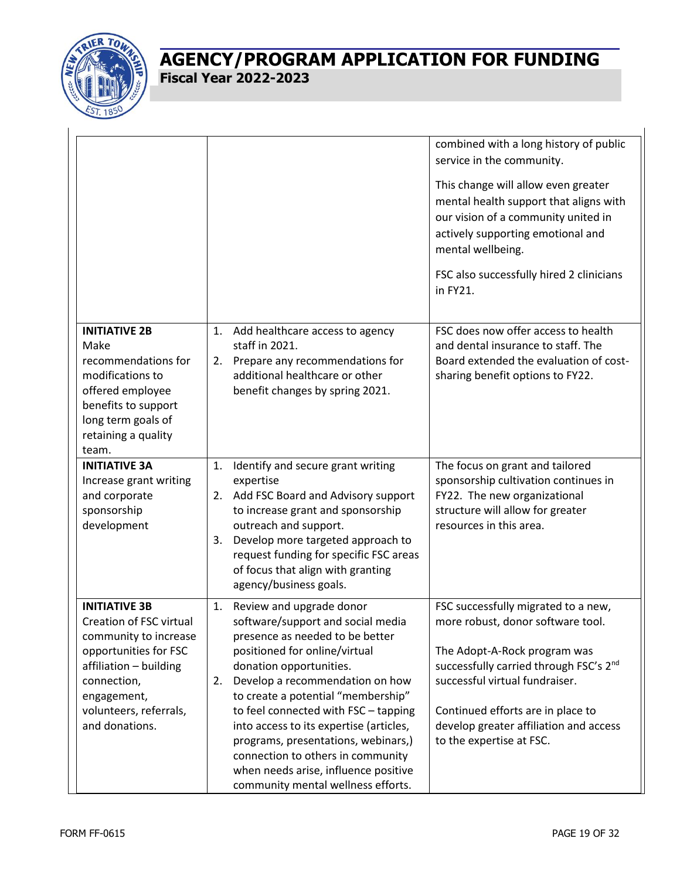| | | |
|---|---|---|
| | | combined with a long history of public service in the community.<br><br>This change will allow even greater mental health support that aligns with our vision of a community united in actively supporting emotional and mental wellbeing.<br><br>FSC also successfully hired 2 clinicians in FY21. |
| **INITIATIVE 2B**<br>Make recommendations for modifications to offered employee benefits to support long term goals of retaining a quality team. | 1. Add healthcare access to agency staff in 2021.<br>2. Prepare any recommendations for additional healthcare or other benefit changes by spring 2021. | FSC does now offer access to health and dental insurance to staff. The Board extended the evaluation of cost-sharing benefit options to FY22. |
| **INITIATIVE 3A**<br>Increase grant writing and corporate sponsorship development | 1. Identify and secure grant writing expertise<br>2. Add FSC Board and Advisory support to increase grant and sponsorship outreach and support.<br>3. Develop more targeted approach to request funding for specific FSC areas of focus that align with granting agency/business goals. | The focus on grant and tailored sponsorship cultivation continues in FY22. The new organizational structure will allow for greater resources in this area. |
| **INITIATIVE 3B**<br>Creation of FSC virtual community to increase opportunities for FSC affiliation – building connection, engagement, volunteers, referrals, and donations. | 1. Review and upgrade donor software/support and social media presence as needed to be better positioned for online/virtual donation opportunities.<br>2. Develop a recommendation on how to create a potential "membership" to feel connected with FSC – tapping into access to its expertise (articles, programs, presentations, webinars,) connection to others in community when needs arise, influence positive community mental wellness efforts. | FSC successfully migrated to a new, more robust, donor software tool.<br><br>The Adopt-A-Rock program was successfully carried through FSC's 2nd successful virtual fundraiser.<br><br>Continued efforts are in place to develop greater affiliation and access to the expertise at FSC. |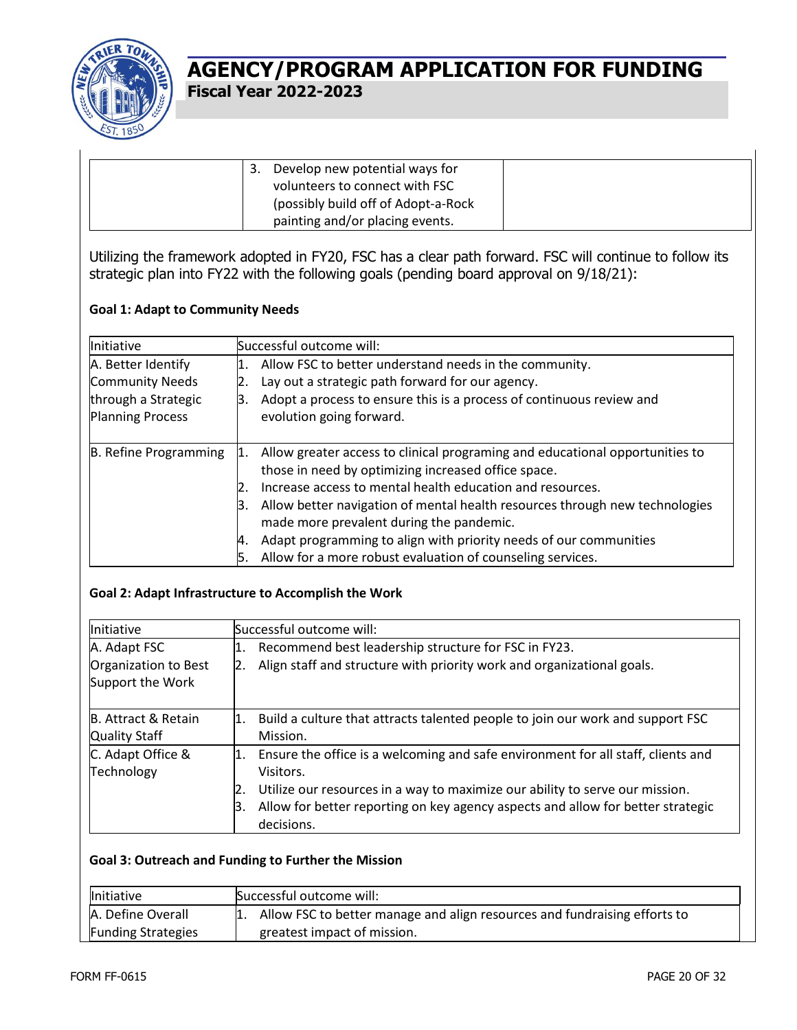| | 3. Develop new potential ways for volunteers to connect with FSC (possibly build off of Adopt-a-Rock painting and/or placing events. | |
|---|---|---|

Utilizing the framework adopted in FY20, FSC has a clear path forward. FSC will continue to follow its strategic plan into FY22 with the following goals (pending board approval on 9/18/21):

**Goal 1: Adapt to Community Needs**

| Initiative | Successful outcome will: |
|---|---|
| A. Better Identify Community Needs through a Strategic Planning Process | 1. Allow FSC to better understand needs in the community.<br>2. Lay out a strategic path forward for our agency.<br>3. Adopt a process to ensure this is a process of continuous review and evolution going forward. |
| B. Refine Programming | 1. Allow greater access to clinical programing and educational opportunities to those in need by optimizing increased office space.<br>2. Increase access to mental health education and resources.<br>3. Allow better navigation of mental health resources through new technologies made more prevalent during the pandemic.<br>4. Adapt programming to align with priority needs of our communities<br>5. Allow for a more robust evaluation of counseling services. |

**Goal 2: Adapt Infrastructure to Accomplish the Work**

| Initiative | Successful outcome will: |
|---|---|
| A. Adapt FSC Organization to Best Support the Work | 1. Recommend best leadership structure for FSC in FY23.<br>2. Align staff and structure with priority work and organizational goals. |
| B. Attract & Retain Quality Staff | 1. Build a culture that attracts talented people to join our work and support FSC Mission. |
| C. Adapt Office & Technology | 1. Ensure the office is a welcoming and safe environment for all staff, clients and Visitors.<br>2. Utilize our resources in a way to maximize our ability to serve our mission.<br>3. Allow for better reporting on key agency aspects and allow for better strategic decisions. |

**Goal 3: Outreach and Funding to Further the Mission**

| Initiative | Successful outcome will: |
|---|---|
| A. Define Overall Funding Strategies | 1. Allow FSC to better manage and align resources and fundraising efforts to greatest impact of mission. |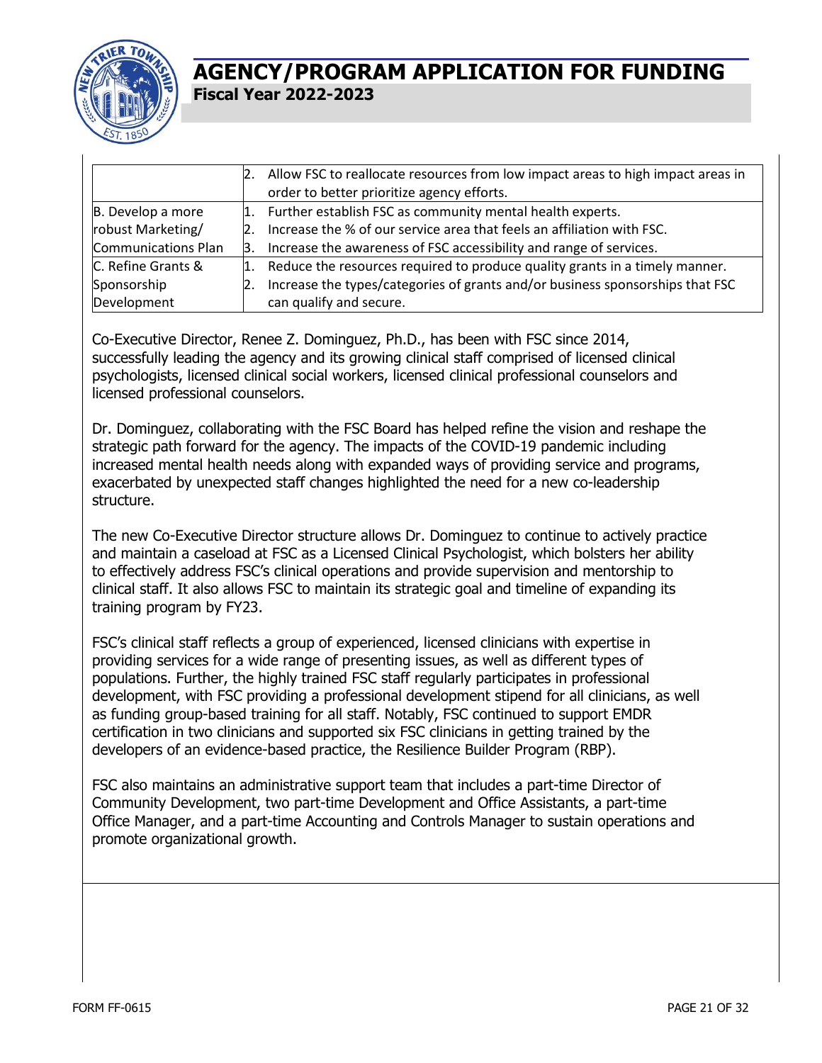| | |
|---|---|
| | 2. Allow FSC to reallocate resources from low impact areas to high impact areas in order to better prioritize agency efforts. |
| B. Develop a more robust Marketing/ Communications Plan | 1. Further establish FSC as community mental health experts.<br>2. Increase the % of our service area that feels an affiliation with FSC.<br>3. Increase the awareness of FSC accessibility and range of services. |
| C. Refine Grants & Sponsorship Development | 1. Reduce the resources required to produce quality grants in a timely manner.<br>2. Increase the types/categories of grants and/or business sponsorships that FSC can qualify and secure. |

Co-Executive Director, Renee Z. Dominguez, Ph.D., has been with FSC since 2014, successfully leading the agency and its growing clinical staff comprised of licensed clinical psychologists, licensed clinical social workers, licensed clinical professional counselors and licensed professional counselors.

Dr. Dominguez, collaborating with the FSC Board has helped refine the vision and reshape the strategic path forward for the agency. The impacts of the COVID-19 pandemic including increased mental health needs along with expanded ways of providing service and programs, exacerbated by unexpected staff changes highlighted the need for a new co-leadership structure.

The new Co-Executive Director structure allows Dr. Dominguez to continue to actively practice and maintain a caseload at FSC as a Licensed Clinical Psychologist, which bolsters her ability to effectively address FSC's clinical operations and provide supervision and mentorship to clinical staff. It also allows FSC to maintain its strategic goal and timeline of expanding its training program by FY23.

FSC's clinical staff reflects a group of experienced, licensed clinicians with expertise in providing services for a wide range of presenting issues, as well as different types of populations. Further, the highly trained FSC staff regularly participates in professional development, with FSC providing a professional development stipend for all clinicians, as well as funding group-based training for all staff. Notably, FSC continued to support EMDR certification in two clinicians and supported six FSC clinicians in getting trained by the developers of an evidence-based practice, the Resilience Builder Program (RBP).

FSC also maintains an administrative support team that includes a part-time Director of Community Development, two part-time Development and Office Assistants, a part-time Office Manager, and a part-time Accounting and Controls Manager to sustain operations and promote organizational growth.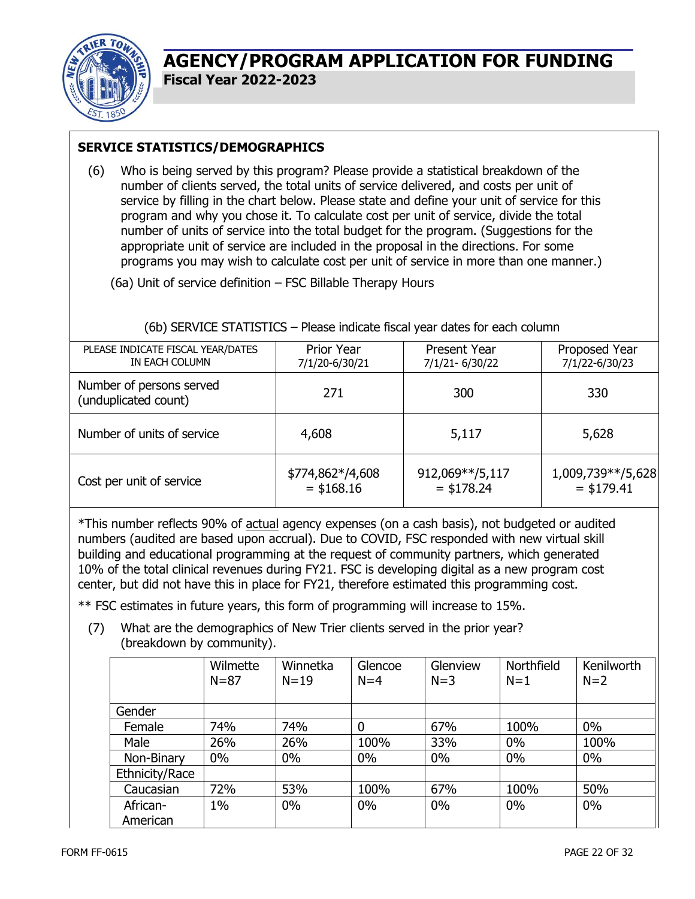# AGENCY/PROGRAM APPLICATION FOR FUNDING

**Fiscal Year 2022-2023**

## SERVICE STATISTICS/DEMOGRAPHICS

(6) Who is being served by this program? Please provide a statistical breakdown of the number of clients served, the total units of service delivered, and costs per unit of service by filling in the chart below. Please state and define your unit of service for this program and why you chose it. To calculate cost per unit of service, divide the total number of units of service into the total budget for the program. (Suggestions for the appropriate unit of service are included in the proposal in the directions. For some programs you may wish to calculate cost per unit of service in more than one manner.)

(6a) Unit of service definition – FSC Billable Therapy Hours

(6b) SERVICE STATISTICS – Please indicate fiscal year dates for each column

| PLEASE INDICATE FISCAL YEAR/DATES IN EACH COLUMN | Prior Year 7/1/20-6/30/21 | Present Year 7/1/21- 6/30/22 | Proposed Year 7/1/22-6/30/23 |
|---|---|---|---|
| Number of persons served (unduplicated count) | 271 | 300 | 330 |
| Number of units of service | 4,608 | 5,117 | 5,628 |
| Cost per unit of service | $774,862*/4,608 = $168.16 | 912,069**/5,117 = $178.24 | 1,009,739**/5,628 = $179.41 |

*This number reflects 90% of actual agency expenses (on a cash basis), not budgeted or audited numbers (audited are based upon accrual). Due to COVID, FSC responded with new virtual skill building and educational programming at the request of community partners, which generated 10% of the total clinical revenues during FY21. FSC is developing digital as a new program cost center, but did not have this in place for FY21, therefore estimated this programming cost.

** FSC estimates in future years, this form of programming will increase to 15%.

(7) What are the demographics of New Trier clients served in the prior year? (breakdown by community).

| | Wilmette N=87 | Winnetka N=19 | Glencoe N=4 | Glenview N=3 | Northfield N=1 | Kenilworth N=2 |
|---|---|---|---|---|---|---|
| Gender | | | | | | |
| Female | 74% | 74% | 0 | 67% | 100% | 0% |
| Male | 26% | 26% | 100% | 33% | 0% | 100% |
| Non-Binary | 0% | 0% | 0% | 0% | 0% | 0% |
| Ethnicity/Race | | | | | | |
| Caucasian | 72% | 53% | 100% | 67% | 100% | 50% |
| African-American | 1% | 0% | 0% | 0% | 0% | 0% |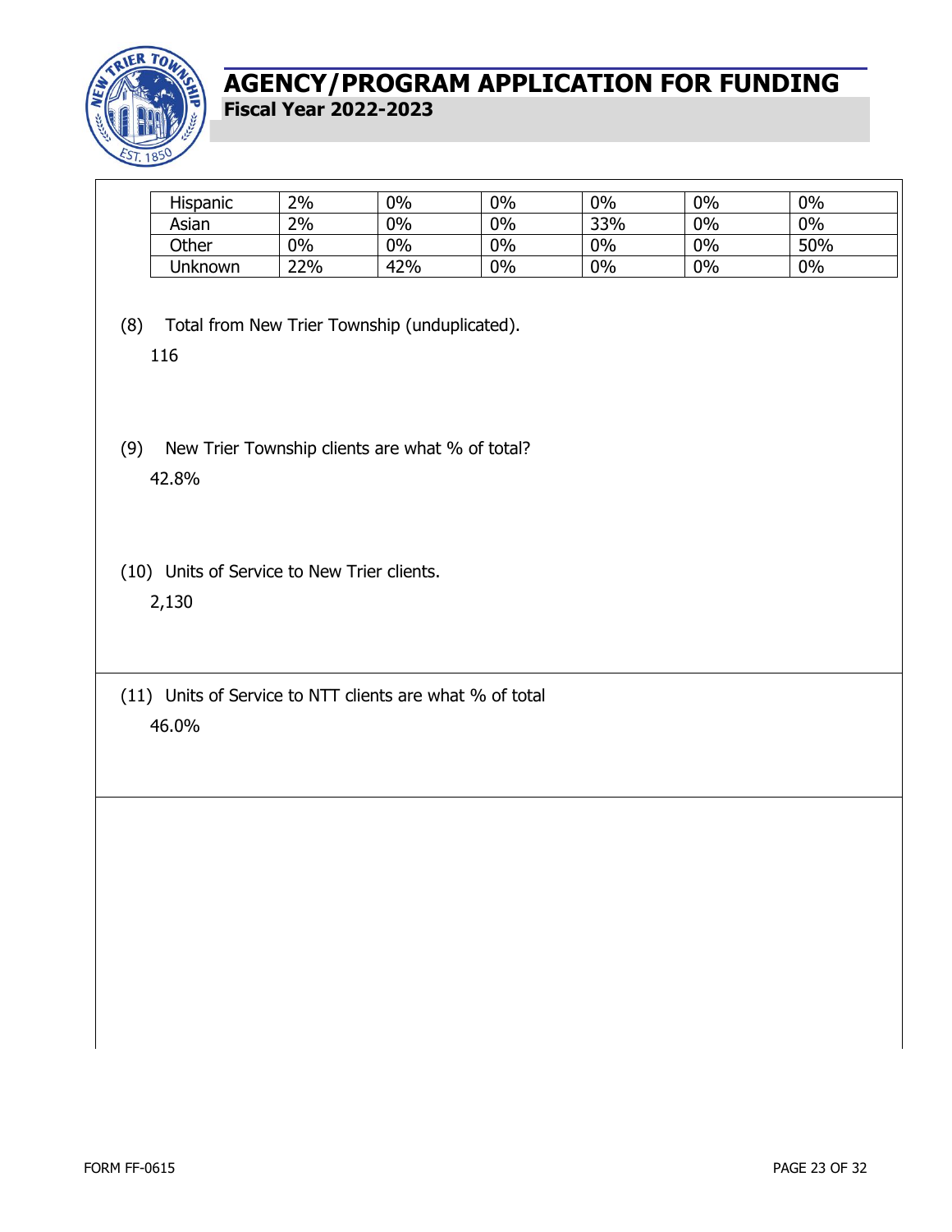| Hispanic | 2% | 0% | 0% | 0% | 0% | 0% |
|---|---|---|---|---|---|---|
| Asian | 2% | 0% | 0% | 33% | 0% | 0% |
| Other | 0% | 0% | 0% | 0% | 0% | 50% |
| Unknown | 22% | 42% | 0% | 0% | 0% | 0% |

(8) Total from New Trier Township (unduplicated).

116

(9) New Trier Township clients are what % of total?

42.8%

(10) Units of Service to New Trier clients.

2,130

(11) Units of Service to NTT clients are what % of total

46.0%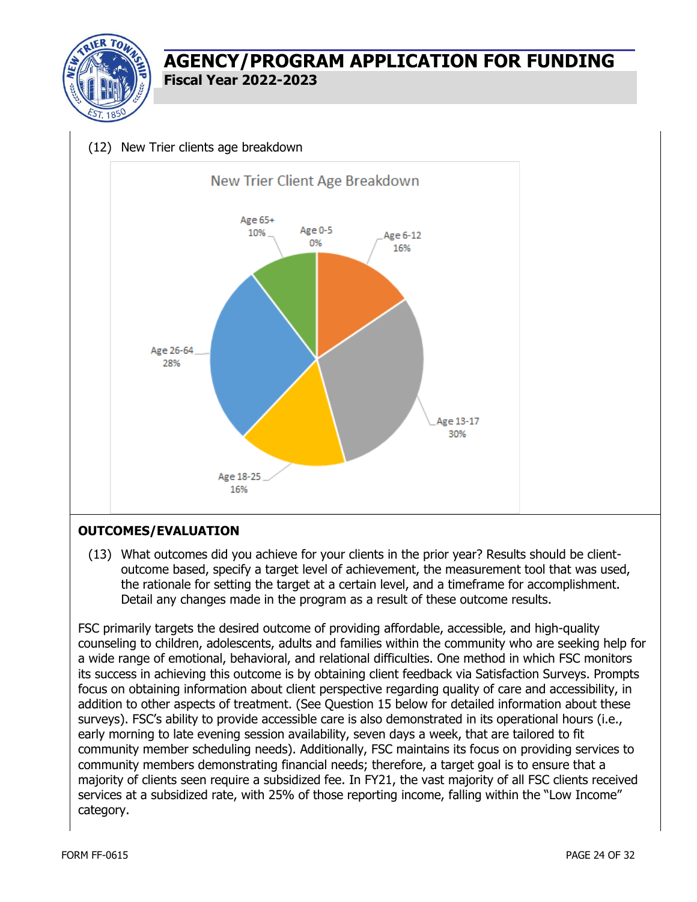(12) New Trier clients age breakdown

New Trier Client Age Breakdown

| Age Group | Percentage |
|---|---|
| Age 0-5 | 0% |
| Age 6-12 | 16% |
| Age 13-17 | 30% |
| Age 18-25 | 16% |
| Age 26-64 | 28% |
| Age 65+ | 10% |

## OUTCOMES/EVALUATION

(13) What outcomes did you achieve for your clients in the prior year? Results should be client-outcome based, specify a target level of achievement, the measurement tool that was used, the rationale for setting the target at a certain level, and a timeframe for accomplishment. Detail any changes made in the program as a result of these outcome results.

FSC primarily targets the desired outcome of providing affordable, accessible, and high-quality counseling to children, adolescents, adults and families within the community who are seeking help for a wide range of emotional, behavioral, and relational difficulties. One method in which FSC monitors its success in achieving this outcome is by obtaining client feedback via Satisfaction Surveys. Prompts focus on obtaining information about client perspective regarding quality of care and accessibility, in addition to other aspects of treatment. (See Question 15 below for detailed information about these surveys). FSC's ability to provide accessible care is also demonstrated in its operational hours (i.e., early morning to late evening session availability, seven days a week, that are tailored to fit community member scheduling needs). Additionally, FSC maintains its focus on providing services to community members demonstrating financial needs; therefore, a target goal is to ensure that a majority of clients seen require a subsidized fee. In FY21, the vast majority of all FSC clients received services at a subsidized rate, with 25% of those reporting income, falling within the "Low Income" category.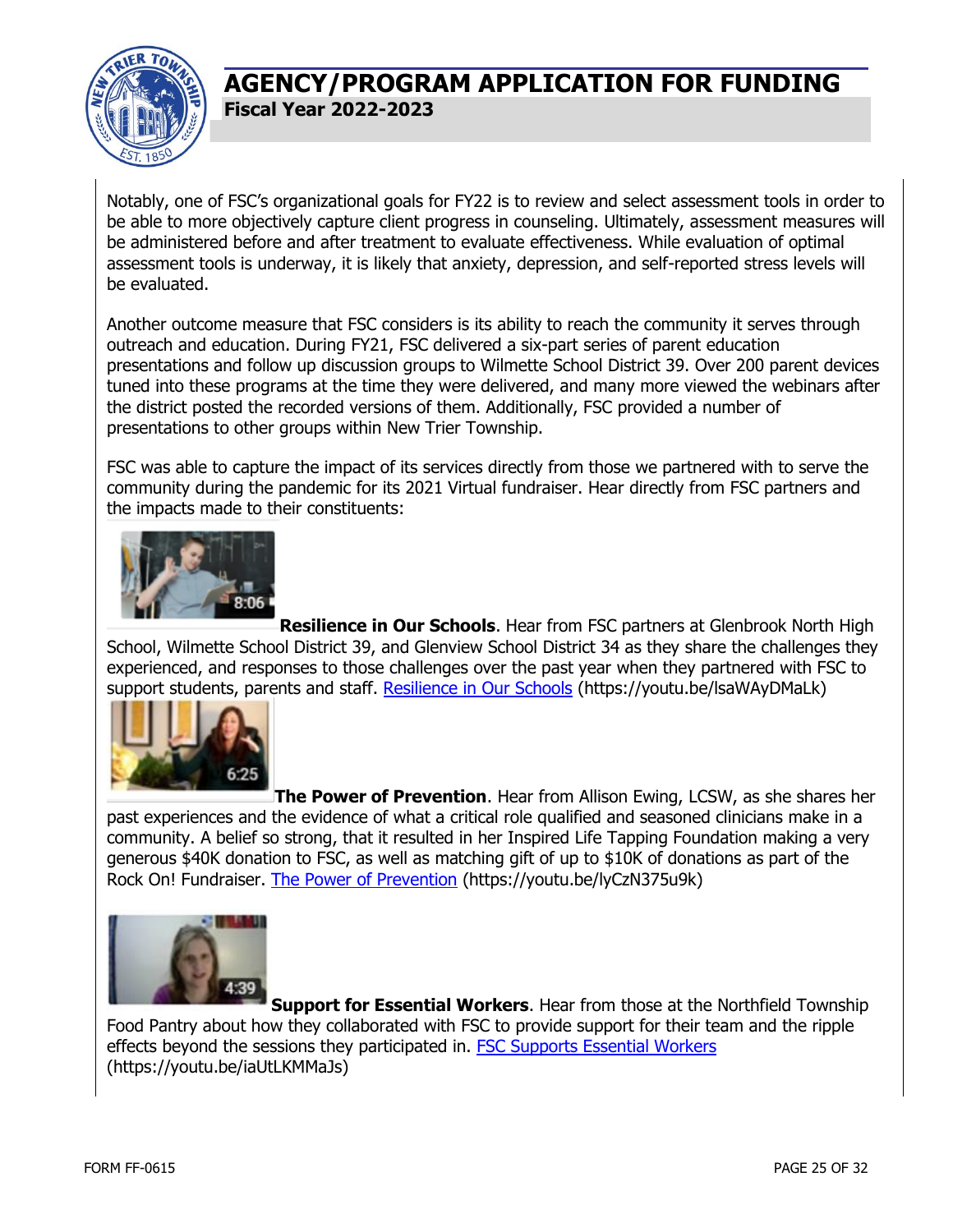Notably, one of FSC's organizational goals for FY22 is to review and select assessment tools in order to be able to more objectively capture client progress in counseling. Ultimately, assessment measures will be administered before and after treatment to evaluate effectiveness. While evaluation of optimal assessment tools is underway, it is likely that anxiety, depression, and self-reported stress levels will be evaluated.

Another outcome measure that FSC considers is its ability to reach the community it serves through outreach and education. During FY21, FSC delivered a six-part series of parent education presentations and follow up discussion groups to Wilmette School District 39. Over 200 parent devices tuned into these programs at the time they were delivered, and many more viewed the webinars after the district posted the recorded versions of them. Additionally, FSC provided a number of presentations to other groups within New Trier Township.

FSC was able to capture the impact of its services directly from those we partnered with to serve the community during the pandemic for its 2021 Virtual fundraiser. Hear directly from FSC partners and the impacts made to their constituents:

**Resilience in Our Schools**. Hear from FSC partners at Glenbrook North High School, Wilmette School District 39, and Glenview School District 34 as they share the challenges they experienced, and responses to those challenges over the past year when they partnered with FSC to support students, parents and staff. [Resilience in Our Schools](https://youtu.be/lsaWAyDMaLk) (https://youtu.be/lsaWAyDMaLk)

**The Power of Prevention**. Hear from Allison Ewing, LCSW, as she shares her past experiences and the evidence of what a critical role qualified and seasoned clinicians make in a community. A belief so strong, that it resulted in her Inspired Life Tapping Foundation making a very generous $40K donation to FSC, as well as matching gift of up to $10K of donations as part of the Rock On! Fundraiser. [The Power of Prevention](https://youtu.be/lyCzN375u9k) (https://youtu.be/lyCzN375u9k)

**Support for Essential Workers**. Hear from those at the Northfield Township Food Pantry about how they collaborated with FSC to provide support for their team and the ripple effects beyond the sessions they participated in. [FSC Supports Essential Workers](https://youtu.be/iaUtLKMMaJs) (https://youtu.be/iaUtLKMMaJs)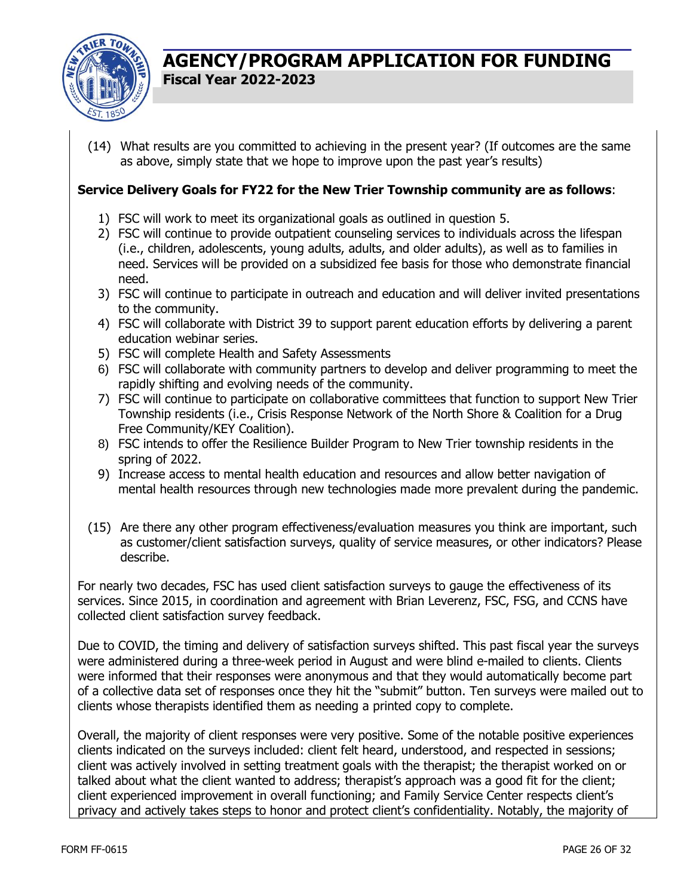(14) What results are you committed to achieving in the present year? (If outcomes are the same as above, simply state that we hope to improve upon the past year's results)

**Service Delivery Goals for FY22 for the New Trier Township community are as follows**:

1) FSC will work to meet its organizational goals as outlined in question 5.
2) FSC will continue to provide outpatient counseling services to individuals across the lifespan (i.e., children, adolescents, young adults, adults, and older adults), as well as to families in need. Services will be provided on a subsidized fee basis for those who demonstrate financial need.
3) FSC will continue to participate in outreach and education and will deliver invited presentations to the community.
4) FSC will collaborate with District 39 to support parent education efforts by delivering a parent education webinar series.
5) FSC will complete Health and Safety Assessments
6) FSC will collaborate with community partners to develop and deliver programming to meet the rapidly shifting and evolving needs of the community.
7) FSC will continue to participate on collaborative committees that function to support New Trier Township residents (i.e., Crisis Response Network of the North Shore & Coalition for a Drug Free Community/KEY Coalition).
8) FSC intends to offer the Resilience Builder Program to New Trier township residents in the spring of 2022.
9) Increase access to mental health education and resources and allow better navigation of mental health resources through new technologies made more prevalent during the pandemic.

(15) Are there any other program effectiveness/evaluation measures you think are important, such as customer/client satisfaction surveys, quality of service measures, or other indicators? Please describe.

For nearly two decades, FSC has used client satisfaction surveys to gauge the effectiveness of its services. Since 2015, in coordination and agreement with Brian Leverenz, FSC, FSG, and CCNS have collected client satisfaction survey feedback.

Due to COVID, the timing and delivery of satisfaction surveys shifted. This past fiscal year the surveys were administered during a three-week period in August and were blind e-mailed to clients. Clients were informed that their responses were anonymous and that they would automatically become part of a collective data set of responses once they hit the "submit" button. Ten surveys were mailed out to clients whose therapists identified them as needing a printed copy to complete.

Overall, the majority of client responses were very positive. Some of the notable positive experiences clients indicated on the surveys included: client felt heard, understood, and respected in sessions; client was actively involved in setting treatment goals with the therapist; the therapist worked on or talked about what the client wanted to address; therapist's approach was a good fit for the client; client experienced improvement in overall functioning; and Family Service Center respects client's privacy and actively takes steps to honor and protect client's confidentiality. Notably, the majority of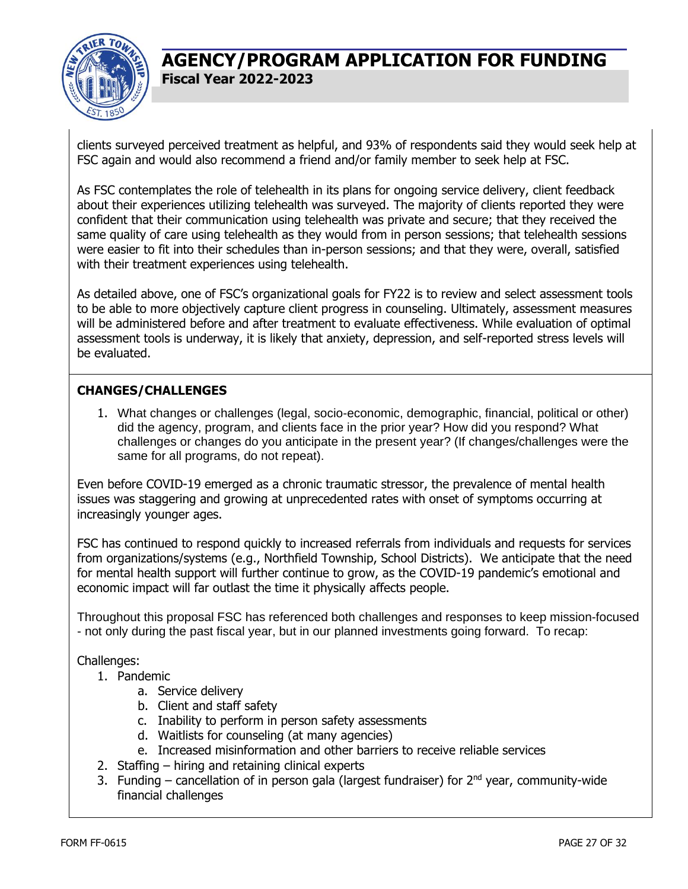clients surveyed perceived treatment as helpful, and 93% of respondents said they would seek help at FSC again and would also recommend a friend and/or family member to seek help at FSC.

As FSC contemplates the role of telehealth in its plans for ongoing service delivery, client feedback about their experiences utilizing telehealth was surveyed. The majority of clients reported they were confident that their communication using telehealth was private and secure; that they received the same quality of care using telehealth as they would from in person sessions; that telehealth sessions were easier to fit into their schedules than in-person sessions; and that they were, overall, satisfied with their treatment experiences using telehealth.

As detailed above, one of FSC's organizational goals for FY22 is to review and select assessment tools to be able to more objectively capture client progress in counseling. Ultimately, assessment measures will be administered before and after treatment to evaluate effectiveness. While evaluation of optimal assessment tools is underway, it is likely that anxiety, depression, and self-reported stress levels will be evaluated.

## CHANGES/CHALLENGES

1. What changes or challenges (legal, socio-economic, demographic, financial, political or other) did the agency, program, and clients face in the prior year? How did you respond? What challenges or changes do you anticipate in the present year? (If changes/challenges were the same for all programs, do not repeat).

Even before COVID-19 emerged as a chronic traumatic stressor, the prevalence of mental health issues was staggering and growing at unprecedented rates with onset of symptoms occurring at increasingly younger ages.

FSC has continued to respond quickly to increased referrals from individuals and requests for services from organizations/systems (e.g., Northfield Township, School Districts). We anticipate that the need for mental health support will further continue to grow, as the COVID-19 pandemic's emotional and economic impact will far outlast the time it physically affects people.

Throughout this proposal FSC has referenced both challenges and responses to keep mission-focused - not only during the past fiscal year, but in our planned investments going forward. To recap:

Challenges:

1. Pandemic
   a. Service delivery
   b. Client and staff safety
   c. Inability to perform in person safety assessments
   d. Waitlists for counseling (at many agencies)
   e. Increased misinformation and other barriers to receive reliable services
2. Staffing – hiring and retaining clinical experts
3. Funding – cancellation of in person gala (largest fundraiser) for 2nd year, community-wide financial challenges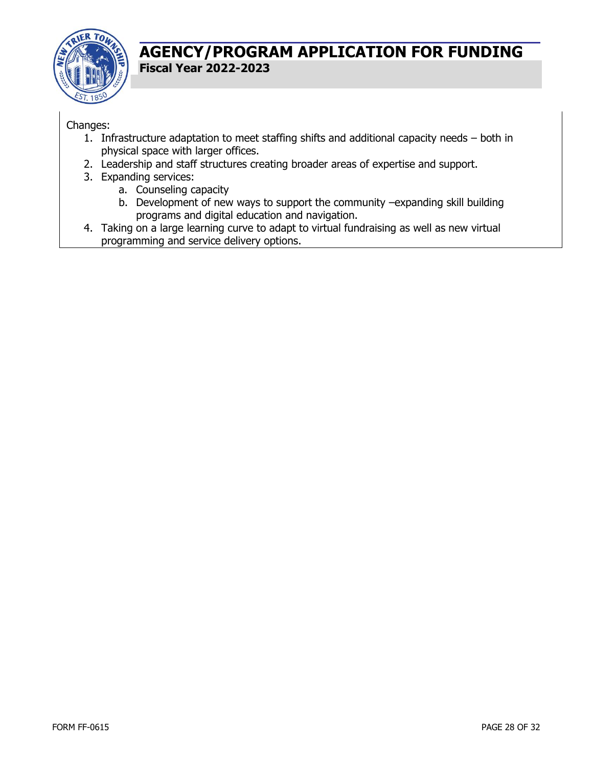Changes:

1. Infrastructure adaptation to meet staffing shifts and additional capacity needs – both in physical space with larger offices.
2. Leadership and staff structures creating broader areas of expertise and support.
3. Expanding services:
   a. Counseling capacity
   b. Development of new ways to support the community –expanding skill building programs and digital education and navigation.
4. Taking on a large learning curve to adapt to virtual fundraising as well as new virtual programming and service delivery options.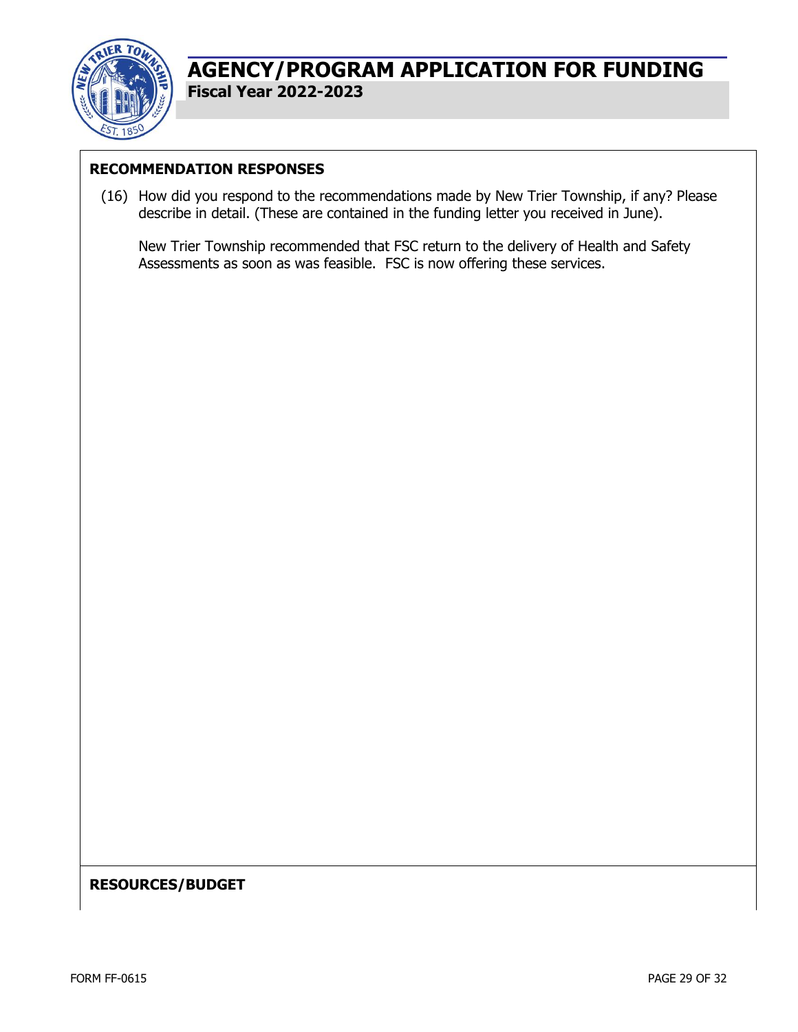# AGENCY/PROGRAM APPLICATION FOR FUNDING

**Fiscal Year 2022-2023**

## RECOMMENDATION RESPONSES

(16) How did you respond to the recommendations made by New Trier Township, if any? Please describe in detail. (These are contained in the funding letter you received in June).

New Trier Township recommended that FSC return to the delivery of Health and Safety Assessments as soon as was feasible. FSC is now offering these services.

## RESOURCES/BUDGET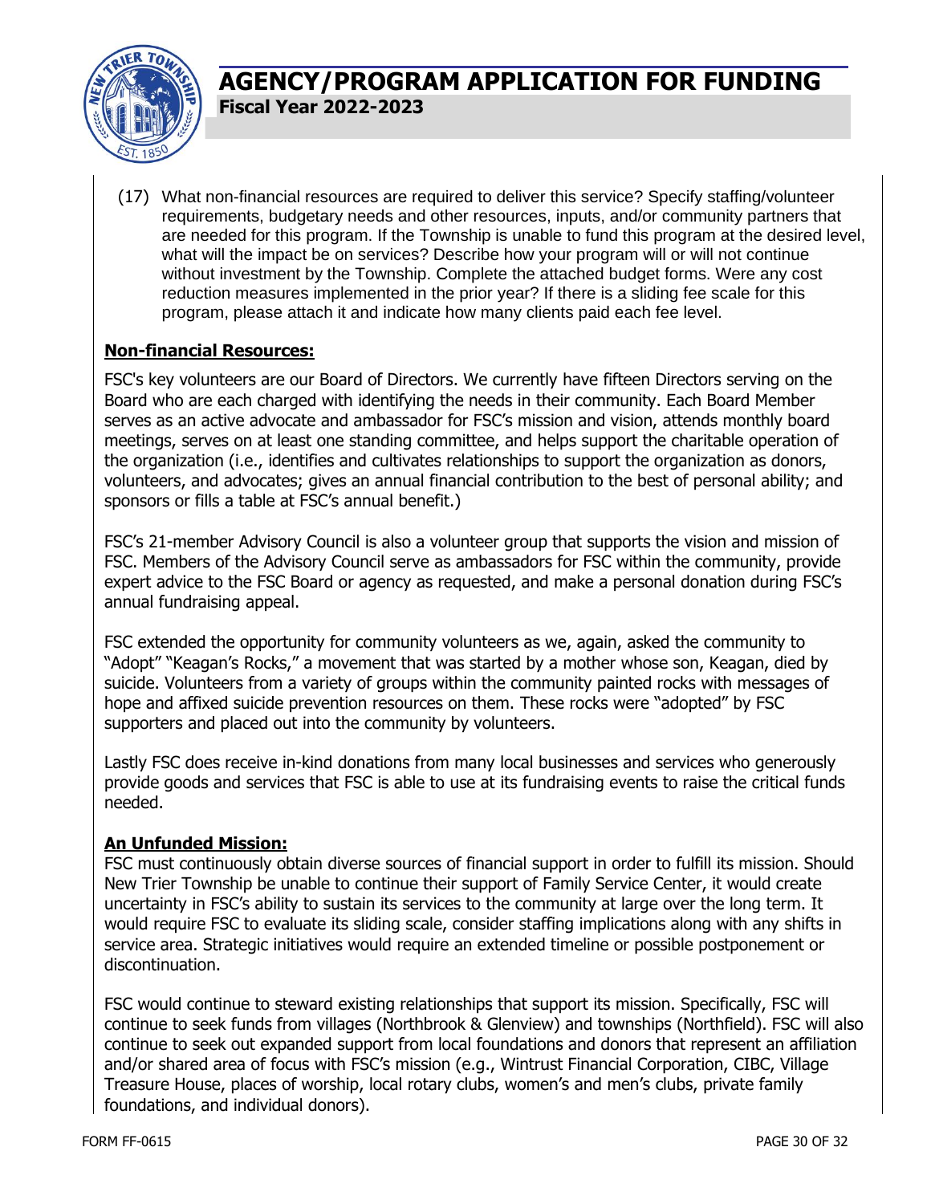(17) What non-financial resources are required to deliver this service? Specify staffing/volunteer requirements, budgetary needs and other resources, inputs, and/or community partners that are needed for this program. If the Township is unable to fund this program at the desired level, what will the impact be on services? Describe how your program will or will not continue without investment by the Township. Complete the attached budget forms. Were any cost reduction measures implemented in the prior year? If there is a sliding fee scale for this program, please attach it and indicate how many clients paid each fee level.

**Non-financial Resources:**

FSC's key volunteers are our Board of Directors. We currently have fifteen Directors serving on the Board who are each charged with identifying the needs in their community. Each Board Member serves as an active advocate and ambassador for FSC's mission and vision, attends monthly board meetings, serves on at least one standing committee, and helps support the charitable operation of the organization (i.e., identifies and cultivates relationships to support the organization as donors, volunteers, and advocates; gives an annual financial contribution to the best of personal ability; and sponsors or fills a table at FSC's annual benefit.)

FSC's 21-member Advisory Council is also a volunteer group that supports the vision and mission of FSC. Members of the Advisory Council serve as ambassadors for FSC within the community, provide expert advice to the FSC Board or agency as requested, and make a personal donation during FSC's annual fundraising appeal.

FSC extended the opportunity for community volunteers as we, again, asked the community to "Adopt" "Keagan's Rocks," a movement that was started by a mother whose son, Keagan, died by suicide. Volunteers from a variety of groups within the community painted rocks with messages of hope and affixed suicide prevention resources on them. These rocks were "adopted" by FSC supporters and placed out into the community by volunteers.

Lastly FSC does receive in-kind donations from many local businesses and services who generously provide goods and services that FSC is able to use at its fundraising events to raise the critical funds needed.

**An Unfunded Mission:**

FSC must continuously obtain diverse sources of financial support in order to fulfill its mission. Should New Trier Township be unable to continue their support of Family Service Center, it would create uncertainty in FSC's ability to sustain its services to the community at large over the long term. It would require FSC to evaluate its sliding scale, consider staffing implications along with any shifts in service area. Strategic initiatives would require an extended timeline or possible postponement or discontinuation.

FSC would continue to steward existing relationships that support its mission. Specifically, FSC will continue to seek funds from villages (Northbrook & Glenview) and townships (Northfield). FSC will also continue to seek out expanded support from local foundations and donors that represent an affiliation and/or shared area of focus with FSC's mission (e.g., Wintrust Financial Corporation, CIBC, Village Treasure House, places of worship, local rotary clubs, women's and men's clubs, private family foundations, and individual donors).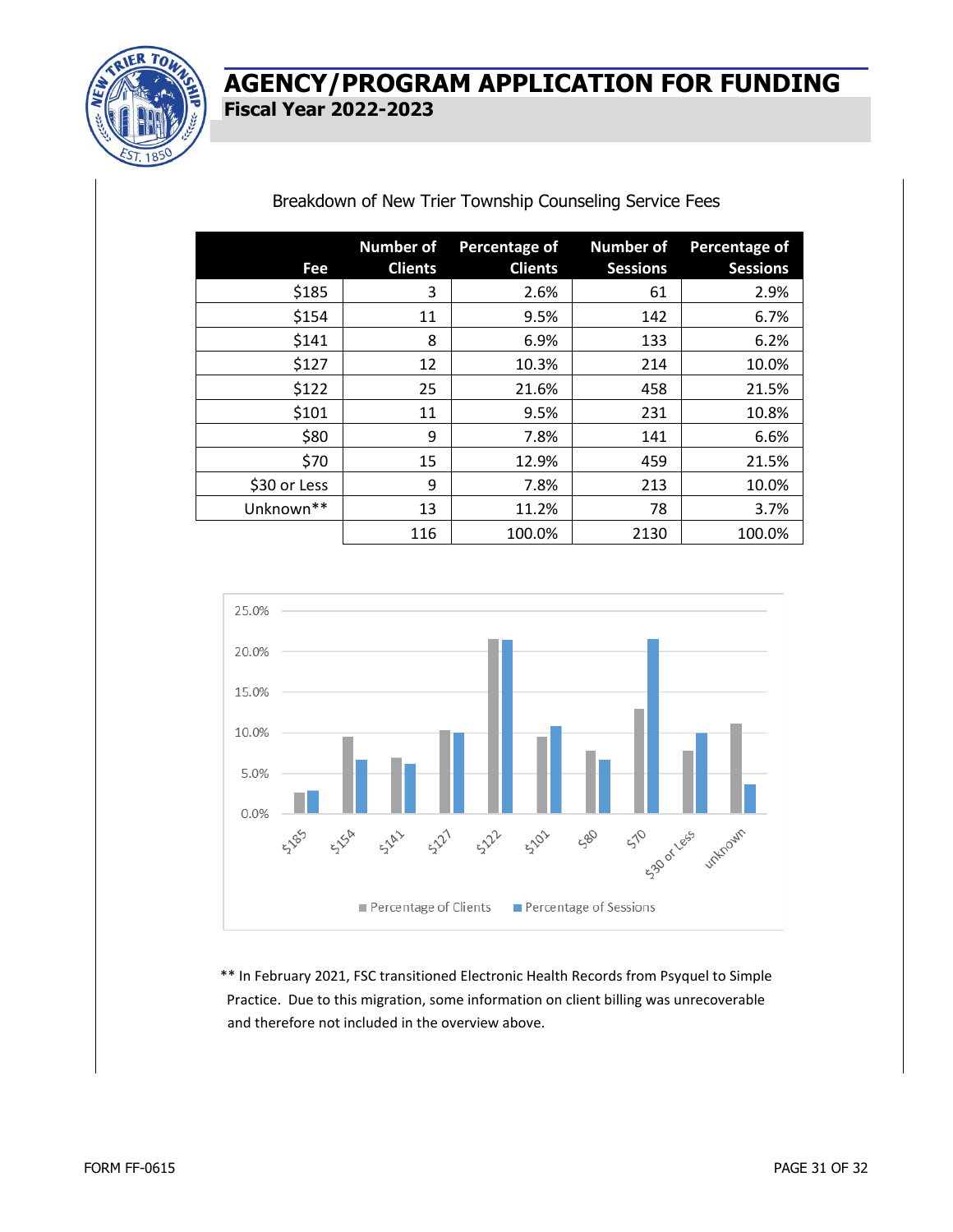Breakdown of New Trier Township Counseling Service Fees

| Fee | Number of Clients | Percentage of Clients | Number of Sessions | Percentage of Sessions |
|---|---|---|---|---|
| $185 | 3 | 2.6% | 61 | 2.9% |
| $154 | 11 | 9.5% | 142 | 6.7% |
| $141 | 8 | 6.9% | 133 | 6.2% |
| $127 | 12 | 10.3% | 214 | 10.0% |
| $122 | 25 | 21.6% | 458 | 21.5% |
| $101 | 11 | 9.5% | 231 | 10.8% |
| $80 | 9 | 7.8% | 141 | 6.6% |
| $70 | 15 | 12.9% | 459 | 21.5% |
| $30 or Less | 9 | 7.8% | 213 | 10.0% |
| Unknown** | 13 | 11.2% | 78 | 3.7% |
| | 116 | 100.0% | 2130 | 100.0% |

** In February 2021, FSC transitioned Electronic Health Records from Psyquel to Simple Practice. Due to this migration, some information on client billing was unrecoverable and therefore not included in the overview above.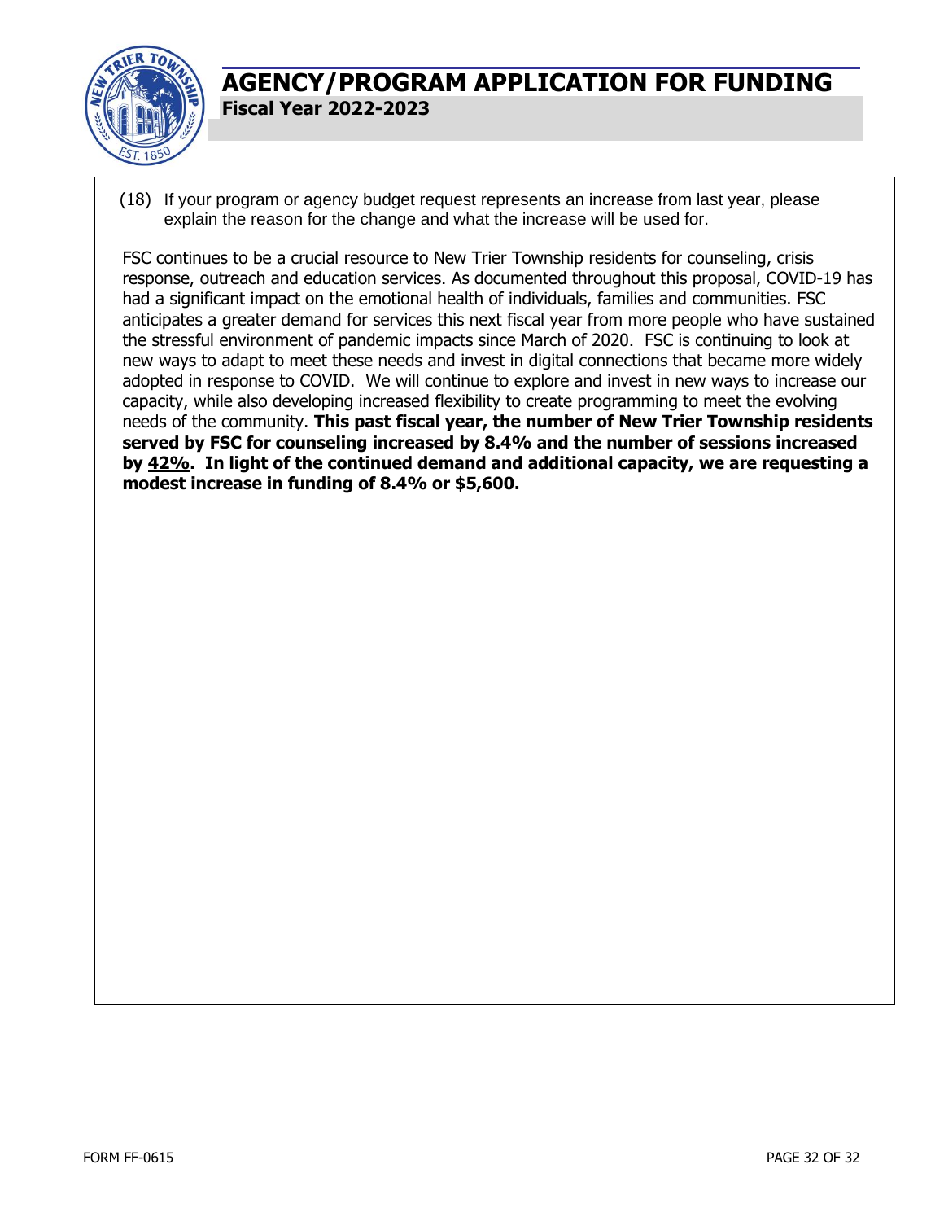# AGENCY/PROGRAM APPLICATION FOR FUNDING

**Fiscal Year 2022-2023**

(18) If your program or agency budget request represents an increase from last year, please explain the reason for the change and what the increase will be used for.

FSC continues to be a crucial resource to New Trier Township residents for counseling, crisis response, outreach and education services. As documented throughout this proposal, COVID-19 has had a significant impact on the emotional health of individuals, families and communities. FSC anticipates a greater demand for services this next fiscal year from more people who have sustained the stressful environment of pandemic impacts since March of 2020. FSC is continuing to look at new ways to adapt to meet these needs and invest in digital connections that became more widely adopted in response to COVID. We will continue to explore and invest in new ways to increase our capacity, while also developing increased flexibility to create programming to meet the evolving needs of the community. **This past fiscal year, the number of New Trier Township residents served by FSC for counseling increased by 8.4% and the number of sessions increased by <u>42%</u>. In light of the continued demand and additional capacity, we are requesting a modest increase in funding of 8.4% or $5,600.**

FORM FF-0615